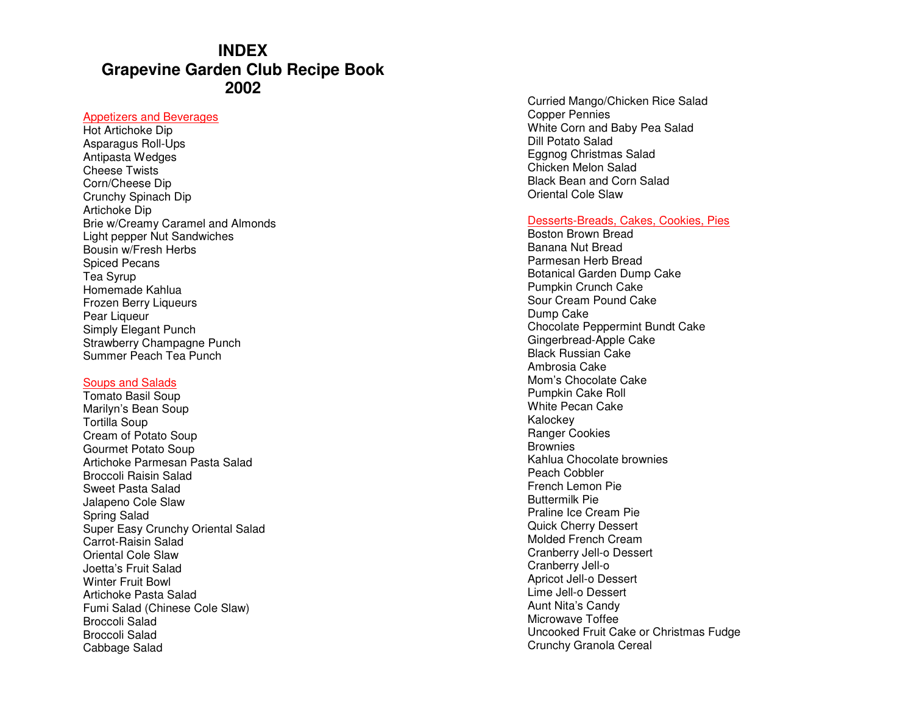# INDEX
# Grapevine Garden Club Recipe Book
# 2002

## Appetizers and Beverages

Hot Artichoke Dip
Asparagus Roll-Ups
Antipasta Wedges
Cheese Twists
Corn/Cheese Dip
Crunchy Spinach Dip
Artichoke Dip
Brie w/Creamy Caramel and Almonds
Light pepper Nut Sandwiches
Bousin w/Fresh Herbs
Spiced Pecans
Tea Syrup
Homemade Kahlua
Frozen Berry Liqueurs
Pear Liqueur
Simply Elegant Punch
Strawberry Champagne Punch
Summer Peach Tea Punch

## Soups and Salads

Tomato Basil Soup
Marilyn's Bean Soup
Tortilla Soup
Cream of Potato Soup
Gourmet Potato Soup
Artichoke Parmesan Pasta Salad
Broccoli Raisin Salad
Sweet Pasta Salad
Jalapeno Cole Slaw
Spring Salad
Super Easy Crunchy Oriental Salad
Carrot-Raisin Salad
Oriental Cole Slaw
Joetta's Fruit Salad
Winter Fruit Bowl
Artichoke Pasta Salad
Fumi Salad (Chinese Cole Slaw)
Broccoli Salad
Broccoli Salad
Cabbage Salad
Curried Mango/Chicken Rice Salad
Copper Pennies
White Corn and Baby Pea Salad
Dill Potato Salad
Eggnog Christmas Salad
Chicken Melon Salad
Black Bean and Corn Salad
Oriental Cole Slaw

## Desserts-Breads, Cakes, Cookies, Pies

Boston Brown Bread
Banana Nut Bread
Parmesan Herb Bread
Botanical Garden Dump Cake
Pumpkin Crunch Cake
Sour Cream Pound Cake
Dump Cake
Chocolate Peppermint Bundt Cake
Gingerbread-Apple Cake
Black Russian Cake
Ambrosia Cake
Mom's Chocolate Cake
Pumpkin Cake Roll
White Pecan Cake
Kalockey
Ranger Cookies
Brownies
Kahlua Chocolate brownies
Peach Cobbler
French Lemon Pie
Buttermilk Pie
Praline Ice Cream Pie
Quick Cherry Dessert
Molded French Cream
Cranberry Jell-o Dessert
Cranberry Jell-o
Apricot Jell-o Dessert
Lime Jell-o Dessert
Aunt Nita's Candy
Microwave Toffee
Uncooked Fruit Cake or Christmas Fudge
Crunchy Granola Cereal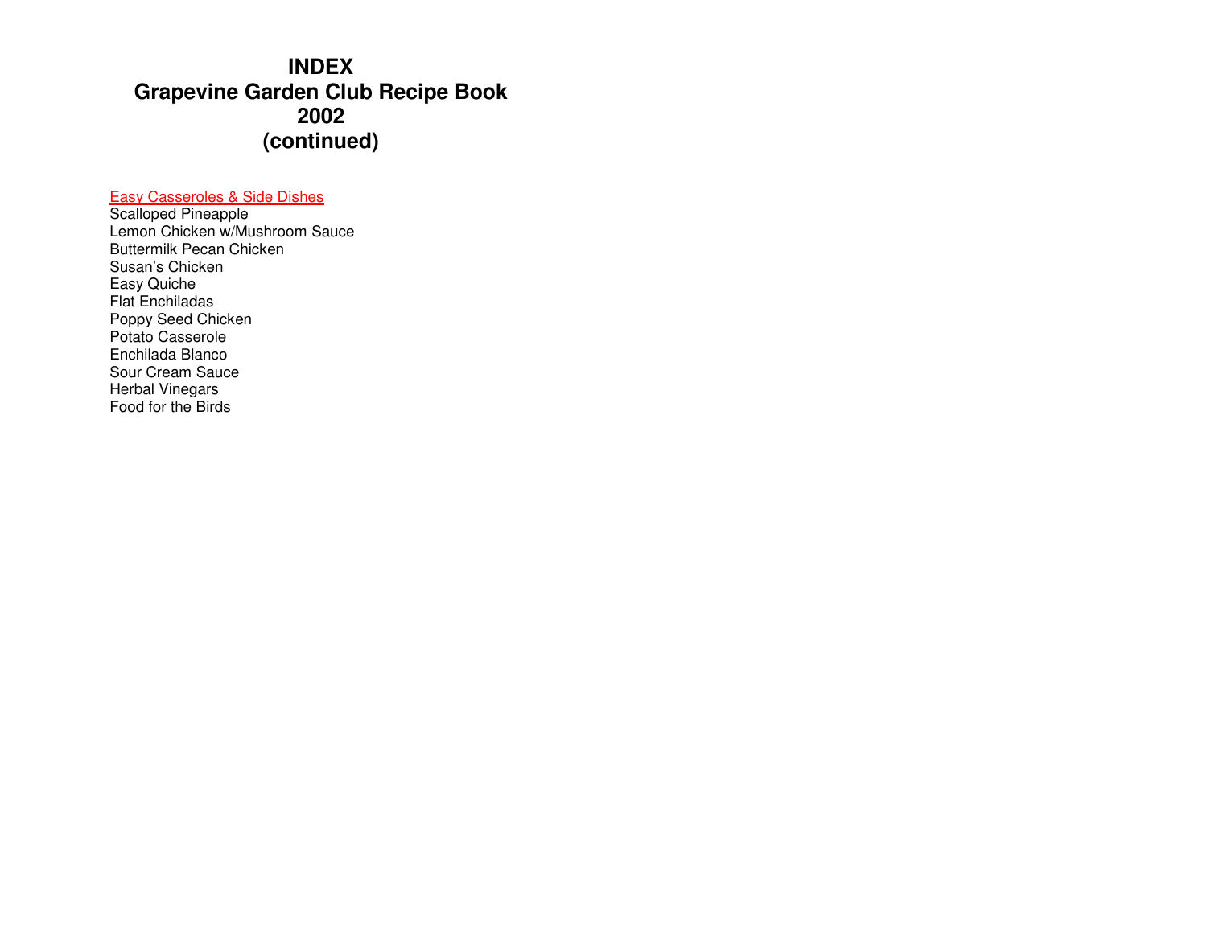# INDEX
# Grapevine Garden Club Recipe Book
# 2002
# (continued)

## Easy Casseroles & Side Dishes

Scalloped Pineapple
Lemon Chicken w/Mushroom Sauce
Buttermilk Pecan Chicken
Susan's Chicken
Easy Quiche
Flat Enchiladas
Poppy Seed Chicken
Potato Casserole
Enchilada Blanco
Sour Cream Sauce
Herbal Vinegars
Food for the Birds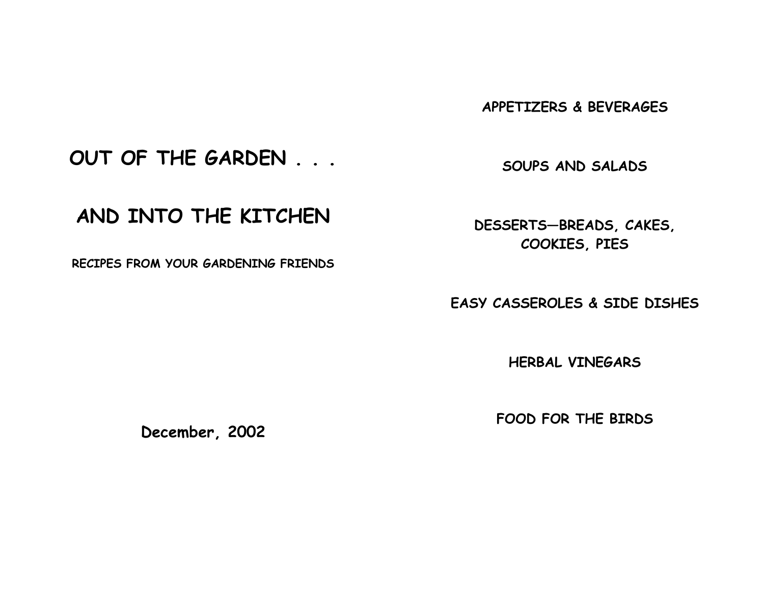# OUT OF THE GARDEN . . .

# AND INTO THE KITCHEN

**RECIPES FROM YOUR GARDENING FRIENDS**

**December, 2002**

**APPETIZERS & BEVERAGES**

**SOUPS AND SALADS**

**DESSERTS—BREADS, CAKES, COOKIES, PIES**

**EASY CASSEROLES & SIDE DISHES**

**HERBAL VINEGARS**

**FOOD FOR THE BIRDS**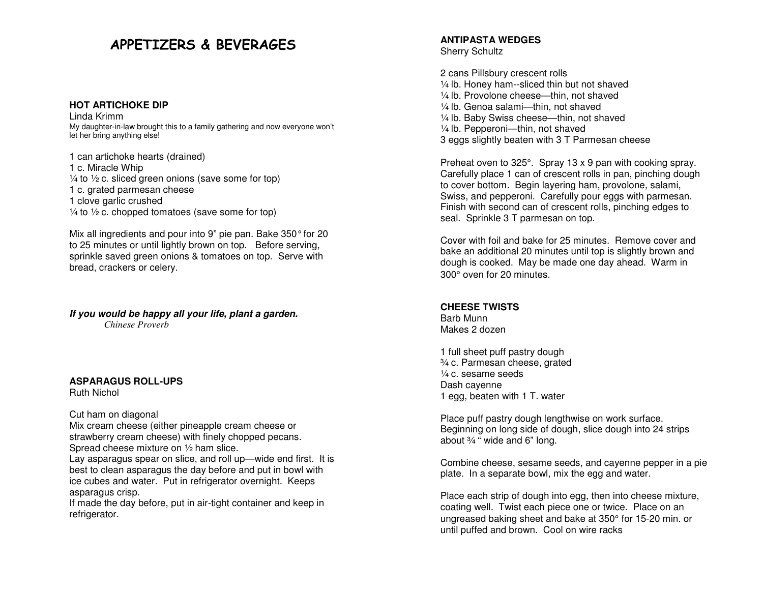# APPETIZERS & BEVERAGES

### HOT ARTICHOKE DIP

Linda Krimm

My daughter-in-law brought this to a family gathering and now everyone won't let her bring anything else!

1 can artichoke hearts (drained)
1 c. Miracle Whip
¼ to ½ c. sliced green onions (save some for top)
1 c. grated parmesan cheese
1 clove garlic crushed
¼ to ½ c. chopped tomatoes (save some for top)

Mix all ingredients and pour into 9" pie pan. Bake 350° for 20 to 25 minutes or until lightly brown on top. Before serving, sprinkle saved green onions & tomatoes on top. Serve with bread, crackers or celery.

***If you would be happy all your life, plant a garden.***
*Chinese Proverb*

### ASPARAGUS ROLL-UPS

Ruth Nichol

Cut ham on diagonal
Mix cream cheese (either pineapple cream cheese or strawberry cream cheese) with finely chopped pecans.
Spread cheese mixture on ½ ham slice.
Lay asparagus spear on slice, and roll up—wide end first. It is best to clean asparagus the day before and put in bowl with ice cubes and water. Put in refrigerator overnight. Keeps asparagus crisp.
If made the day before, put in air-tight container and keep in refrigerator.

### ANTIPASTA WEDGES

Sherry Schultz

2 cans Pillsbury crescent rolls
¼ lb. Honey ham--sliced thin but not shaved
¼ lb. Provolone cheese—thin, not shaved
¼ lb. Genoa salami—thin, not shaved
¼ lb. Baby Swiss cheese—thin, not shaved
¼ lb. Pepperoni—thin, not shaved
3 eggs slightly beaten with 3 T Parmesan cheese

Preheat oven to 325°. Spray 13 x 9 pan with cooking spray. Carefully place 1 can of crescent rolls in pan, pinching dough to cover bottom. Begin layering ham, provolone, salami, Swiss, and pepperoni. Carefully pour eggs with parmesan. Finish with second can of crescent rolls, pinching edges to seal. Sprinkle 3 T parmesan on top.

Cover with foil and bake for 25 minutes. Remove cover and bake an additional 20 minutes until top is slightly brown and dough is cooked. May be made one day ahead. Warm in 300° oven for 20 minutes.

### CHEESE TWISTS

Barb Munn
Makes 2 dozen

1 full sheet puff pastry dough
¾ c. Parmesan cheese, grated
¼ c. sesame seeds
Dash cayenne
1 egg, beaten with 1 T. water

Place puff pastry dough lengthwise on work surface. Beginning on long side of dough, slice dough into 24 strips about ¾ " wide and 6" long.

Combine cheese, sesame seeds, and cayenne pepper in a pie plate. In a separate bowl, mix the egg and water.

Place each strip of dough into egg, then into cheese mixture, coating well. Twist each piece one or twice. Place on an ungreased baking sheet and bake at 350° for 15-20 min. or until puffed and brown. Cool on wire racks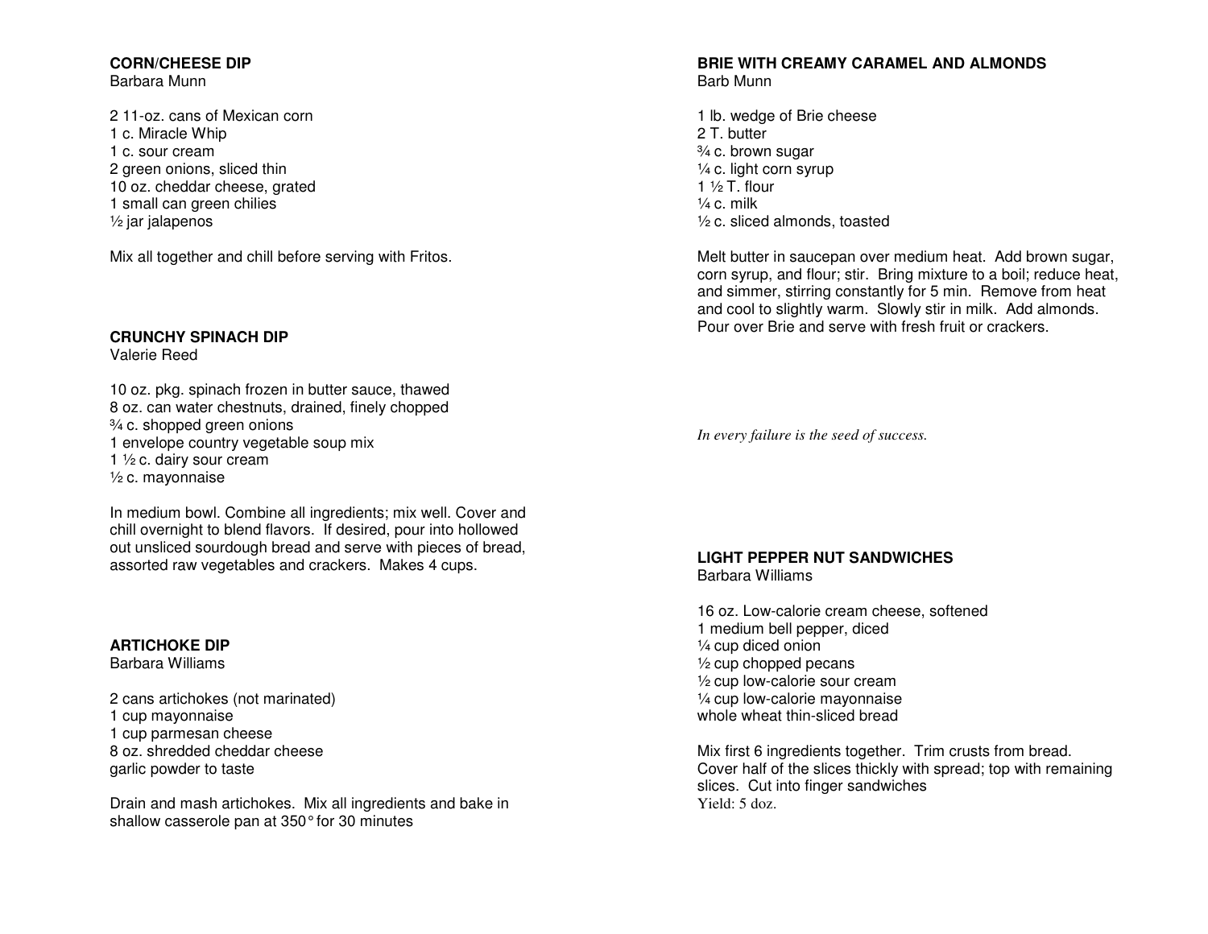## CORN/CHEESE DIP

Barbara Munn

2 11-oz. cans of Mexican corn
1 c. Miracle Whip
1 c. sour cream
2 green onions, sliced thin
10 oz. cheddar cheese, grated
1 small can green chilies
½ jar jalapenos

Mix all together and chill before serving with Fritos.

## CRUNCHY SPINACH DIP

Valerie Reed

10 oz. pkg. spinach frozen in butter sauce, thawed
8 oz. can water chestnuts, drained, finely chopped
¾ c. shopped green onions
1 envelope country vegetable soup mix
1 ½ c. dairy sour cream
½ c. mayonnaise

In medium bowl. Combine all ingredients; mix well. Cover and chill overnight to blend flavors. If desired, pour into hollowed out unsliced sourdough bread and serve with pieces of bread, assorted raw vegetables and crackers. Makes 4 cups.

## ARTICHOKE DIP

Barbara Williams

2 cans artichokes (not marinated)
1 cup mayonnaise
1 cup parmesan cheese
8 oz. shredded cheddar cheese
garlic powder to taste

Drain and mash artichokes. Mix all ingredients and bake in shallow casserole pan at 350° for 30 minutes

## BRIE WITH CREAMY CARAMEL AND ALMONDS

Barb Munn

1 lb. wedge of Brie cheese
2 T. butter
¾ c. brown sugar
¼ c. light corn syrup
1 ½ T. flour
¼ c. milk
½ c. sliced almonds, toasted

Melt butter in saucepan over medium heat. Add brown sugar, corn syrup, and flour; stir. Bring mixture to a boil; reduce heat, and simmer, stirring constantly for 5 min. Remove from heat and cool to slightly warm. Slowly stir in milk. Add almonds. Pour over Brie and serve with fresh fruit or crackers.

*In every failure is the seed of success.*

## LIGHT PEPPER NUT SANDWICHES

Barbara Williams

16 oz. Low-calorie cream cheese, softened
1 medium bell pepper, diced
¼ cup diced onion
½ cup chopped pecans
½ cup low-calorie sour cream
¼ cup low-calorie mayonnaise
whole wheat thin-sliced bread

Mix first 6 ingredients together. Trim crusts from bread. Cover half of the slices thickly with spread; top with remaining slices. Cut into finger sandwiches
Yield: 5 doz.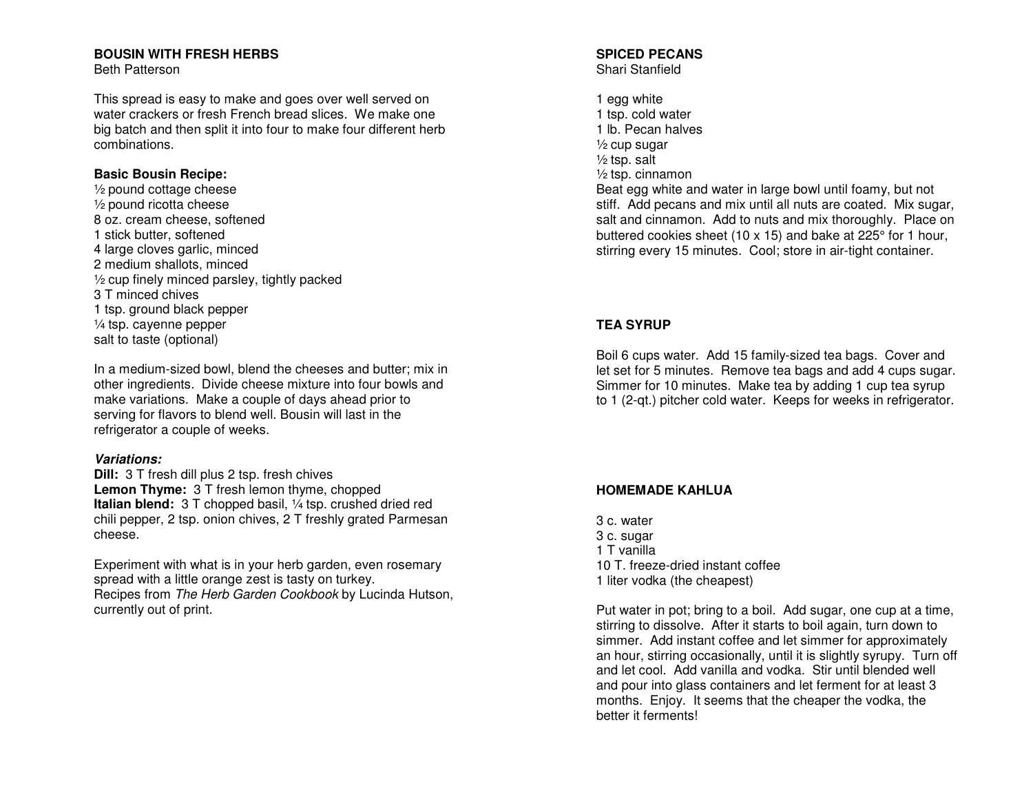## BOUSIN WITH FRESH HERBS

Beth Patterson

This spread is easy to make and goes over well served on water crackers or fresh French bread slices. We make one big batch and then split it into four to make four different herb combinations.

**Basic Bousin Recipe:**

½ pound cottage cheese
½ pound ricotta cheese
8 oz. cream cheese, softened
1 stick butter, softened
4 large cloves garlic, minced
2 medium shallots, minced
½ cup finely minced parsley, tightly packed
3 T minced chives
1 tsp. ground black pepper
¼ tsp. cayenne pepper
salt to taste (optional)

In a medium-sized bowl, blend the cheeses and butter; mix in other ingredients. Divide cheese mixture into four bowls and make variations. Make a couple of days ahead prior to serving for flavors to blend well. Bousin will last in the refrigerator a couple of weeks.

***Variations:***

**Dill:** 3 T fresh dill plus 2 tsp. fresh chives
**Lemon Thyme:** 3 T fresh lemon thyme, chopped
**Italian blend:** 3 T chopped basil, ¼ tsp. crushed dried red chili pepper, 2 tsp. onion chives, 2 T freshly grated Parmesan cheese.

Experiment with what is in your herb garden, even rosemary spread with a little orange zest is tasty on turkey.
Recipes from *The Herb Garden Cookbook* by Lucinda Hutson, currently out of print.

## SPICED PECANS

Shari Stanfield

1 egg white
1 tsp. cold water
1 lb. Pecan halves
½ cup sugar
½ tsp. salt
½ tsp. cinnamon

Beat egg white and water in large bowl until foamy, but not stiff. Add pecans and mix until all nuts are coated. Mix sugar, salt and cinnamon. Add to nuts and mix thoroughly. Place on buttered cookies sheet (10 x 15) and bake at 225° for 1 hour, stirring every 15 minutes. Cool; store in air-tight container.

## TEA SYRUP

Boil 6 cups water. Add 15 family-sized tea bags. Cover and let set for 5 minutes. Remove tea bags and add 4 cups sugar. Simmer for 10 minutes. Make tea by adding 1 cup tea syrup to 1 (2-qt.) pitcher cold water. Keeps for weeks in refrigerator.

## HOMEMADE KAHLUA

3 c. water
3 c. sugar
1 T vanilla
10 T. freeze-dried instant coffee
1 liter vodka (the cheapest)

Put water in pot; bring to a boil. Add sugar, one cup at a time, stirring to dissolve. After it starts to boil again, turn down to simmer. Add instant coffee and let simmer for approximately an hour, stirring occasionally, until it is slightly syrupy. Turn off and let cool. Add vanilla and vodka. Stir until blended well and pour into glass containers and let ferment for at least 3 months. Enjoy. It seems that the cheaper the vodka, the better it ferments!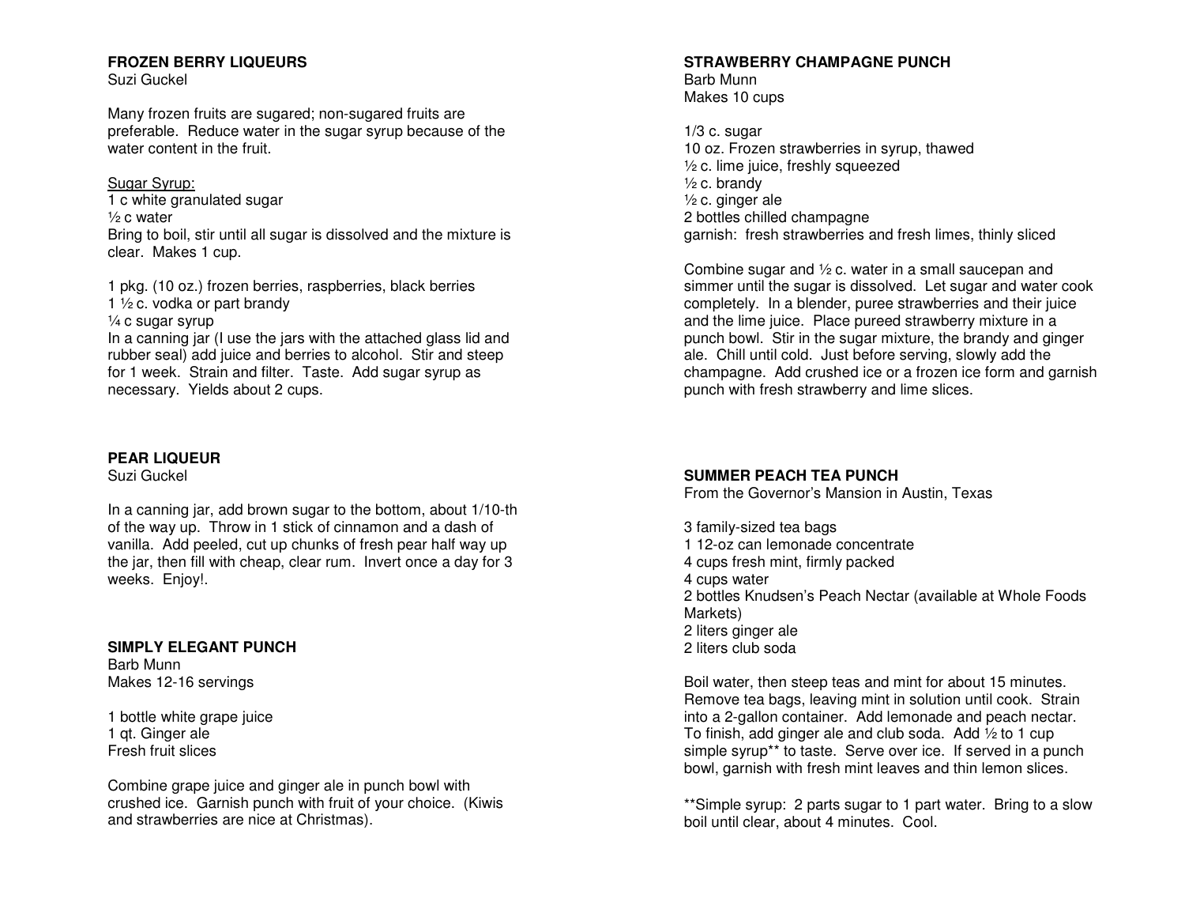**FROZEN BERRY LIQUEURS**
Suzi Guckel

Many frozen fruits are sugared; non-sugared fruits are preferable. Reduce water in the sugar syrup because of the water content in the fruit.

Sugar Syrup:
1 c white granulated sugar
½ c water
Bring to boil, stir until all sugar is dissolved and the mixture is clear. Makes 1 cup.

1 pkg. (10 oz.) frozen berries, raspberries, black berries
1 ½ c. vodka or part brandy
¼ c sugar syrup
In a canning jar (I use the jars with the attached glass lid and rubber seal) add juice and berries to alcohol. Stir and steep for 1 week. Strain and filter. Taste. Add sugar syrup as necessary. Yields about 2 cups.

**PEAR LIQUEUR**
Suzi Guckel

In a canning jar, add brown sugar to the bottom, about 1/10-th of the way up. Throw in 1 stick of cinnamon and a dash of vanilla. Add peeled, cut up chunks of fresh pear half way up the jar, then fill with cheap, clear rum. Invert once a day for 3 weeks. Enjoy!.

**SIMPLY ELEGANT PUNCH**
Barb Munn
Makes 12-16 servings

1 bottle white grape juice
1 qt. Ginger ale
Fresh fruit slices

Combine grape juice and ginger ale in punch bowl with crushed ice. Garnish punch with fruit of your choice. (Kiwis and strawberries are nice at Christmas).

**STRAWBERRY CHAMPAGNE PUNCH**
Barb Munn
Makes 10 cups

1/3 c. sugar
10 oz. Frozen strawberries in syrup, thawed
½ c. lime juice, freshly squeezed
½ c. brandy
½ c. ginger ale
2 bottles chilled champagne
garnish: fresh strawberries and fresh limes, thinly sliced

Combine sugar and ½ c. water in a small saucepan and simmer until the sugar is dissolved. Let sugar and water cook completely. In a blender, puree strawberries and their juice and the lime juice. Place pureed strawberry mixture in a punch bowl. Stir in the sugar mixture, the brandy and ginger ale. Chill until cold. Just before serving, slowly add the champagne. Add crushed ice or a frozen ice form and garnish punch with fresh strawberry and lime slices.

**SUMMER PEACH TEA PUNCH**
From the Governor's Mansion in Austin, Texas

3 family-sized tea bags
1 12-oz can lemonade concentrate
4 cups fresh mint, firmly packed
4 cups water
2 bottles Knudsen's Peach Nectar (available at Whole Foods Markets)
2 liters ginger ale
2 liters club soda

Boil water, then steep teas and mint for about 15 minutes. Remove tea bags, leaving mint in solution until cook. Strain into a 2-gallon container. Add lemonade and peach nectar. To finish, add ginger ale and club soda. Add ½ to 1 cup simple syrup** to taste. Serve over ice. If served in a punch bowl, garnish with fresh mint leaves and thin lemon slices.

**Simple syrup: 2 parts sugar to 1 part water. Bring to a slow boil until clear, about 4 minutes. Cool.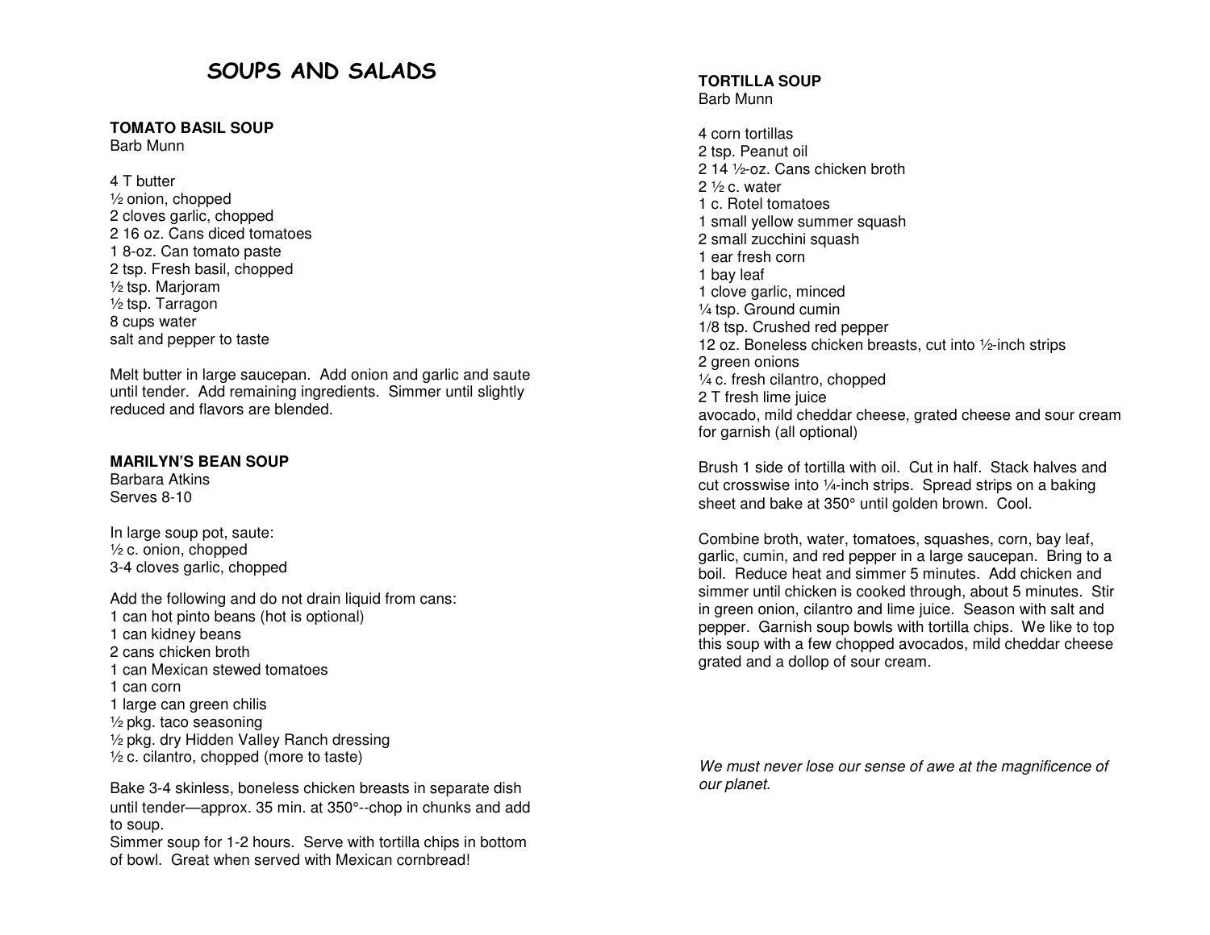# SOUPS AND SALADS

**TOMATO BASIL SOUP**
Barb Munn

4 T butter
½ onion, chopped
2 cloves garlic, chopped
2 16 oz. Cans diced tomatoes
1 8-oz. Can tomato paste
2 tsp. Fresh basil, chopped
½ tsp. Marjoram
½ tsp. Tarragon
8 cups water
salt and pepper to taste

Melt butter in large saucepan. Add onion and garlic and saute until tender. Add remaining ingredients. Simmer until slightly reduced and flavors are blended.

**MARILYN'S BEAN SOUP**
Barbara Atkins
Serves 8-10

In large soup pot, saute:
½ c. onion, chopped
3-4 cloves garlic, chopped

Add the following and do not drain liquid from cans:
1 can hot pinto beans (hot is optional)
1 can kidney beans
2 cans chicken broth
1 can Mexican stewed tomatoes
1 can corn
1 large can green chilis
½ pkg. taco seasoning
½ pkg. dry Hidden Valley Ranch dressing
½ c. cilantro, chopped (more to taste)

Bake 3-4 skinless, boneless chicken breasts in separate dish until tender—approx. 35 min. at 350°--chop in chunks and add to soup.
Simmer soup for 1-2 hours. Serve with tortilla chips in bottom of bowl. Great when served with Mexican cornbread!

**TORTILLA SOUP**
Barb Munn

4 corn tortillas
2 tsp. Peanut oil
2 14 ½-oz. Cans chicken broth
2 ½ c. water
1 c. Rotel tomatoes
1 small yellow summer squash
2 small zucchini squash
1 ear fresh corn
1 bay leaf
1 clove garlic, minced
¼ tsp. Ground cumin
1/8 tsp. Crushed red pepper
12 oz. Boneless chicken breasts, cut into ½-inch strips
2 green onions
¼ c. fresh cilantro, chopped
2 T fresh lime juice
avocado, mild cheddar cheese, grated cheese and sour cream for garnish (all optional)

Brush 1 side of tortilla with oil. Cut in half. Stack halves and cut crosswise into ¼-inch strips. Spread strips on a baking sheet and bake at 350° until golden brown. Cool.

Combine broth, water, tomatoes, squashes, corn, bay leaf, garlic, cumin, and red pepper in a large saucepan. Bring to a boil. Reduce heat and simmer 5 minutes. Add chicken and simmer until chicken is cooked through, about 5 minutes. Stir in green onion, cilantro and lime juice. Season with salt and pepper. Garnish soup bowls with tortilla chips. We like to top this soup with a few chopped avocados, mild cheddar cheese grated and a dollop of sour cream.

*We must never lose our sense of awe at the magnificence of our planet.*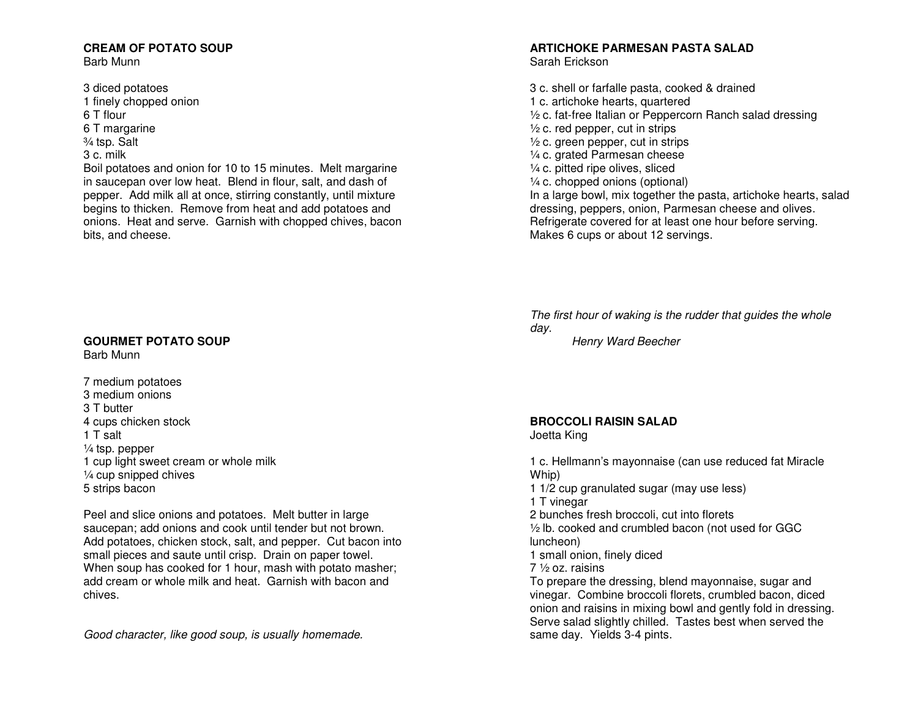## CREAM OF POTATO SOUP

Barb Munn

3 diced potatoes
1 finely chopped onion
6 T flour
6 T margarine
¾ tsp. Salt
3 c. milk

Boil potatoes and onion for 10 to 15 minutes. Melt margarine in saucepan over low heat. Blend in flour, salt, and dash of pepper. Add milk all at once, stirring constantly, until mixture begins to thicken. Remove from heat and add potatoes and onions. Heat and serve. Garnish with chopped chives, bacon bits, and cheese.

## GOURMET POTATO SOUP

Barb Munn

7 medium potatoes
3 medium onions
3 T butter
4 cups chicken stock
1 T salt
¼ tsp. pepper
1 cup light sweet cream or whole milk
¼ cup snipped chives
5 strips bacon

Peel and slice onions and potatoes. Melt butter in large saucepan; add onions and cook until tender but not brown. Add potatoes, chicken stock, salt, and pepper. Cut bacon into small pieces and saute until crisp. Drain on paper towel. When soup has cooked for 1 hour, mash with potato masher; add cream or whole milk and heat. Garnish with bacon and chives.

*Good character, like good soup, is usually homemade.*

## ARTICHOKE PARMESAN PASTA SALAD

Sarah Erickson

3 c. shell or farfalle pasta, cooked & drained
1 c. artichoke hearts, quartered
½ c. fat-free Italian or Peppercorn Ranch salad dressing
½ c. red pepper, cut in strips
½ c. green pepper, cut in strips
¼ c. grated Parmesan cheese
¼ c. pitted ripe olives, sliced
¼ c. chopped onions (optional)

In a large bowl, mix together the pasta, artichoke hearts, salad dressing, peppers, onion, Parmesan cheese and olives. Refrigerate covered for at least one hour before serving. Makes 6 cups or about 12 servings.

*The first hour of waking is the rudder that guides the whole day.*
*Henry Ward Beecher*

## BROCCOLI RAISIN SALAD

Joetta King

1 c. Hellmann's mayonnaise (can use reduced fat Miracle Whip)
1 1/2 cup granulated sugar (may use less)
1 T vinegar
2 bunches fresh broccoli, cut into florets
½ lb. cooked and crumbled bacon (not used for GGC luncheon)
1 small onion, finely diced
7 ½ oz. raisins

To prepare the dressing, blend mayonnaise, sugar and vinegar. Combine broccoli florets, crumbled bacon, diced onion and raisins in mixing bowl and gently fold in dressing. Serve salad slightly chilled. Tastes best when served the same day. Yields 3-4 pints.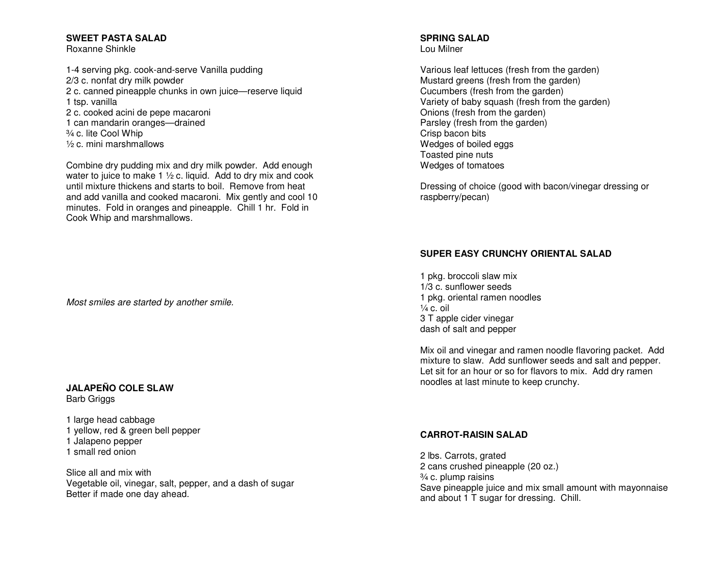**SWEET PASTA SALAD**
Roxanne Shinkle

1-4 serving pkg. cook-and-serve Vanilla pudding
2/3 c. nonfat dry milk powder
2 c. canned pineapple chunks in own juice—reserve liquid
1 tsp. vanilla
2 c. cooked acini de pepe macaroni
1 can mandarin oranges—drained
¾ c. lite Cool Whip
½ c. mini marshmallows

Combine dry pudding mix and dry milk powder. Add enough water to juice to make 1 ½ c. liquid. Add to dry mix and cook until mixture thickens and starts to boil. Remove from heat and add vanilla and cooked macaroni. Mix gently and cool 10 minutes. Fold in oranges and pineapple. Chill 1 hr. Fold in Cook Whip and marshmallows.

*Most smiles are started by another smile.*

**JALAPEÑO COLE SLAW**
Barb Griggs

1 large head cabbage
1 yellow, red & green bell pepper
1 Jalapeno pepper
1 small red onion

Slice all and mix with
Vegetable oil, vinegar, salt, pepper, and a dash of sugar
Better if made one day ahead.

**SPRING SALAD**
Lou Milner

Various leaf lettuces (fresh from the garden)
Mustard greens (fresh from the garden)
Cucumbers (fresh from the garden)
Variety of baby squash (fresh from the garden)
Onions (fresh from the garden)
Parsley (fresh from the garden)
Crisp bacon bits
Wedges of boiled eggs
Toasted pine nuts
Wedges of tomatoes

Dressing of choice (good with bacon/vinegar dressing or raspberry/pecan)

**SUPER EASY CRUNCHY ORIENTAL SALAD**

1 pkg. broccoli slaw mix
1/3 c. sunflower seeds
1 pkg. oriental ramen noodles
¼ c. oil
3 T apple cider vinegar
dash of salt and pepper

Mix oil and vinegar and ramen noodle flavoring packet. Add mixture to slaw. Add sunflower seeds and salt and pepper. Let sit for an hour or so for flavors to mix. Add dry ramen noodles at last minute to keep crunchy.

**CARROT-RAISIN SALAD**

2 lbs. Carrots, grated
2 cans crushed pineapple (20 oz.)
¾ c. plump raisins
Save pineapple juice and mix small amount with mayonnaise and about 1 T sugar for dressing. Chill.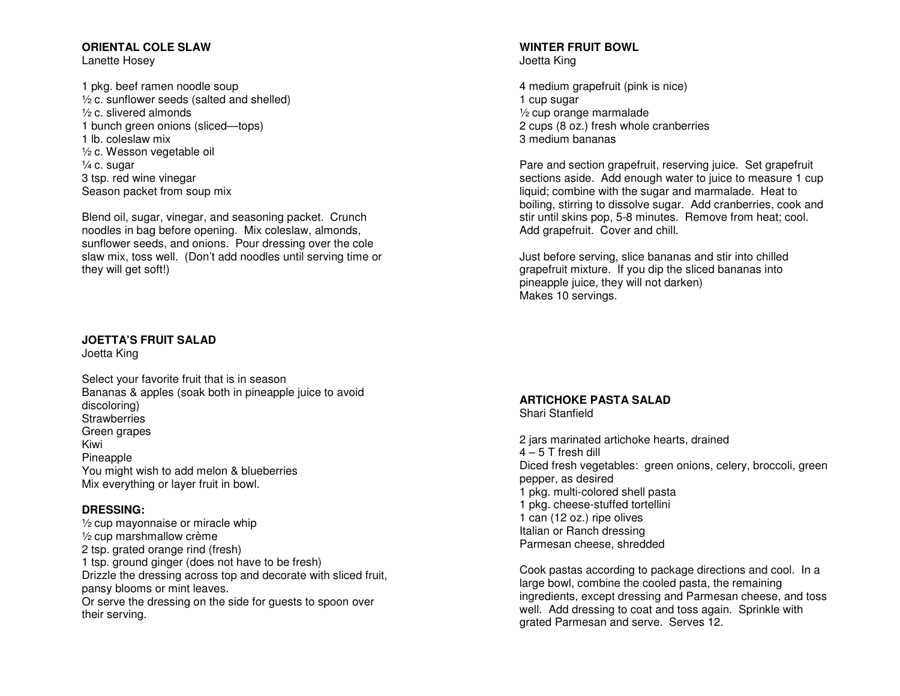## ORIENTAL COLE SLAW
Lanette Hosey

1 pkg. beef ramen noodle soup
½ c. sunflower seeds (salted and shelled)
½ c. slivered almonds
1 bunch green onions (sliced—tops)
1 lb. coleslaw mix
½ c. Wesson vegetable oil
¼ c. sugar
3 tsp. red wine vinegar
Season packet from soup mix

Blend oil, sugar, vinegar, and seasoning packet. Crunch noodles in bag before opening. Mix coleslaw, almonds, sunflower seeds, and onions. Pour dressing over the cole slaw mix, toss well. (Don't add noodles until serving time or they will get soft!)

## JOETTA'S FRUIT SALAD
Joetta King

Select your favorite fruit that is in season
Bananas & apples (soak both in pineapple juice to avoid discoloring)
Strawberries
Green grapes
Kiwi
Pineapple
You might wish to add melon & blueberries
Mix everything or layer fruit in bowl.

**DRESSING:**
½ cup mayonnaise or miracle whip
½ cup marshmallow crème
2 tsp. grated orange rind (fresh)
1 tsp. ground ginger (does not have to be fresh)
Drizzle the dressing across top and decorate with sliced fruit, pansy blooms or mint leaves.
Or serve the dressing on the side for guests to spoon over their serving.

## WINTER FRUIT BOWL
Joetta King

4 medium grapefruit (pink is nice)
1 cup sugar
½ cup orange marmalade
2 cups (8 oz.) fresh whole cranberries
3 medium bananas

Pare and section grapefruit, reserving juice. Set grapefruit sections aside. Add enough water to juice to measure 1 cup liquid; combine with the sugar and marmalade. Heat to boiling, stirring to dissolve sugar. Add cranberries, cook and stir until skins pop, 5-8 minutes. Remove from heat; cool. Add grapefruit. Cover and chill.

Just before serving, slice bananas and stir into chilled grapefruit mixture. If you dip the sliced bananas into pineapple juice, they will not darken)
Makes 10 servings.

## ARTICHOKE PASTA SALAD
Shari Stanfield

2 jars marinated artichoke hearts, drained
4 – 5 T fresh dill
Diced fresh vegetables: green onions, celery, broccoli, green pepper, as desired
1 pkg. multi-colored shell pasta
1 pkg. cheese-stuffed tortellini
1 can (12 oz.) ripe olives
Italian or Ranch dressing
Parmesan cheese, shredded

Cook pastas according to package directions and cool. In a large bowl, combine the cooled pasta, the remaining ingredients, except dressing and Parmesan cheese, and toss well. Add dressing to coat and toss again. Sprinkle with grated Parmesan and serve. Serves 12.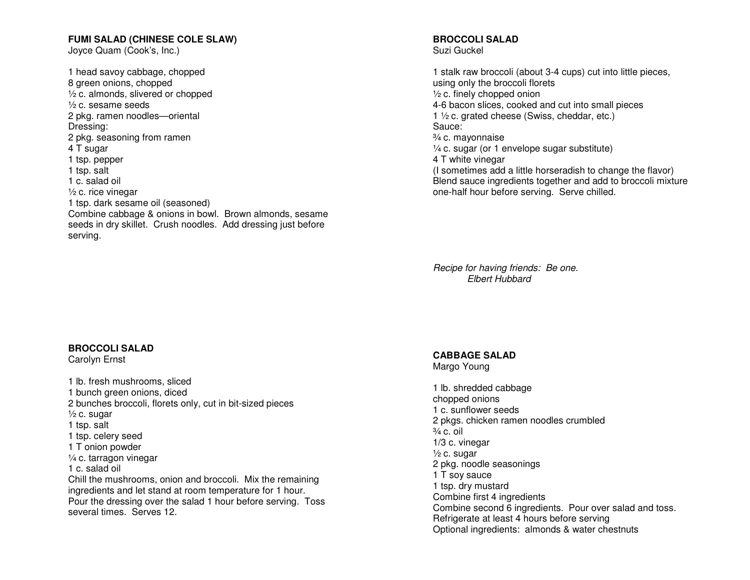**FUMI SALAD (CHINESE COLE SLAW)**
Joyce Quam (Cook's, Inc.)

1 head savoy cabbage, chopped
8 green onions, chopped
½ c. almonds, slivered or chopped
½ c. sesame seeds
2 pkg. ramen noodles—oriental
Dressing:
2 pkg. seasoning from ramen
4 T sugar
1 tsp. pepper
1 tsp. salt
1 c. salad oil
½ c. rice vinegar
1 tsp. dark sesame oil (seasoned)
Combine cabbage & onions in bowl. Brown almonds, sesame seeds in dry skillet. Crush noodles. Add dressing just before serving.

**BROCCOLI SALAD**
Suzi Guckel

1 stalk raw broccoli (about 3-4 cups) cut into little pieces, using only the broccoli florets
½ c. finely chopped onion
4-6 bacon slices, cooked and cut into small pieces
1 ½ c. grated cheese (Swiss, cheddar, etc.)
Sauce:
¾ c. mayonnaise
¼ c. sugar (or 1 envelope sugar substitute)
4 T white vinegar
(I sometimes add a little horseradish to change the flavor)
Blend sauce ingredients together and add to broccoli mixture one-half hour before serving. Serve chilled.

*Recipe for having friends: Be one.*
*Elbert Hubbard*

**BROCCOLI SALAD**
Carolyn Ernst

1 lb. fresh mushrooms, sliced
1 bunch green onions, diced
2 bunches broccoli, florets only, cut in bit-sized pieces
½ c. sugar
1 tsp. salt
1 tsp. celery seed
1 T onion powder
¼ c. tarragon vinegar
1 c. salad oil
Chill the mushrooms, onion and broccoli. Mix the remaining ingredients and let stand at room temperature for 1 hour. Pour the dressing over the salad 1 hour before serving. Toss several times. Serves 12.

**CABBAGE SALAD**
Margo Young

1 lb. shredded cabbage
chopped onions
1 c. sunflower seeds
2 pkgs. chicken ramen noodles crumbled
¾ c. oil
1/3 c. vinegar
½ c. sugar
2 pkg. noodle seasonings
1 T soy sauce
1 tsp. dry mustard
Combine first 4 ingredients
Combine second 6 ingredients. Pour over salad and toss.
Refrigerate at least 4 hours before serving
Optional ingredients: almonds & water chestnuts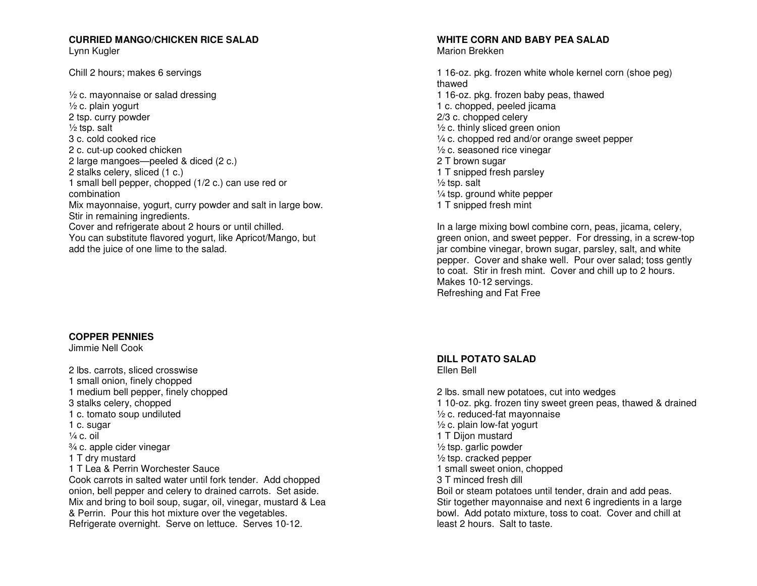**CURRIED MANGO/CHICKEN RICE SALAD**
Lynn Kugler

Chill 2 hours; makes 6 servings

½ c. mayonnaise or salad dressing
½ c. plain yogurt
2 tsp. curry powder
½ tsp. salt
3 c. cold cooked rice
2 c. cut-up cooked chicken
2 large mangoes—peeled & diced (2 c.)
2 stalks celery, sliced (1 c.)
1 small bell pepper, chopped (1/2 c.) can use red or combination
Mix mayonnaise, yogurt, curry powder and salt in large bow.
Stir in remaining ingredients.
Cover and refrigerate about 2 hours or until chilled.
You can substitute flavored yogurt, like Apricot/Mango, but add the juice of one lime to the salad.

**COPPER PENNIES**
Jimmie Nell Cook

2 lbs. carrots, sliced crosswise
1 small onion, finely chopped
1 medium bell pepper, finely chopped
3 stalks celery, chopped
1 c. tomato soup undiluted
1 c. sugar
¼ c. oil
¾ c. apple cider vinegar
1 T dry mustard
1 T Lea & Perrin Worchester Sauce
Cook carrots in salted water until fork tender. Add chopped onion, bell pepper and celery to drained carrots. Set aside. Mix and bring to boil soup, sugar, oil, vinegar, mustard & Lea & Perrin. Pour this hot mixture over the vegetables. Refrigerate overnight. Serve on lettuce. Serves 10-12.

**WHITE CORN AND BABY PEA SALAD**
Marion Brekken

1 16-oz. pkg. frozen white whole kernel corn (shoe peg) thawed
1 16-oz. pkg. frozen baby peas, thawed
1 c. chopped, peeled jicama
2/3 c. chopped celery
½ c. thinly sliced green onion
¼ c. chopped red and/or orange sweet pepper
½ c. seasoned rice vinegar
2 T brown sugar
1 T snipped fresh parsley
½ tsp. salt
¼ tsp. ground white pepper
1 T snipped fresh mint

In a large mixing bowl combine corn, peas, jicama, celery, green onion, and sweet pepper. For dressing, in a screw-top jar combine vinegar, brown sugar, parsley, salt, and white pepper. Cover and shake well. Pour over salad; toss gently to coat. Stir in fresh mint. Cover and chill up to 2 hours. Makes 10-12 servings.
Refreshing and Fat Free

**DILL POTATO SALAD**
Ellen Bell

2 lbs. small new potatoes, cut into wedges
1 10-oz. pkg. frozen tiny sweet green peas, thawed & drained
½ c. reduced-fat mayonnaise
½ c. plain low-fat yogurt
1 T Dijon mustard
½ tsp. garlic powder
½ tsp. cracked pepper
1 small sweet onion, chopped
3 T minced fresh dill
Boil or steam potatoes until tender, drain and add peas. Stir together mayonnaise and next 6 ingredients in a large bowl. Add potato mixture, toss to coat. Cover and chill at least 2 hours. Salt to taste.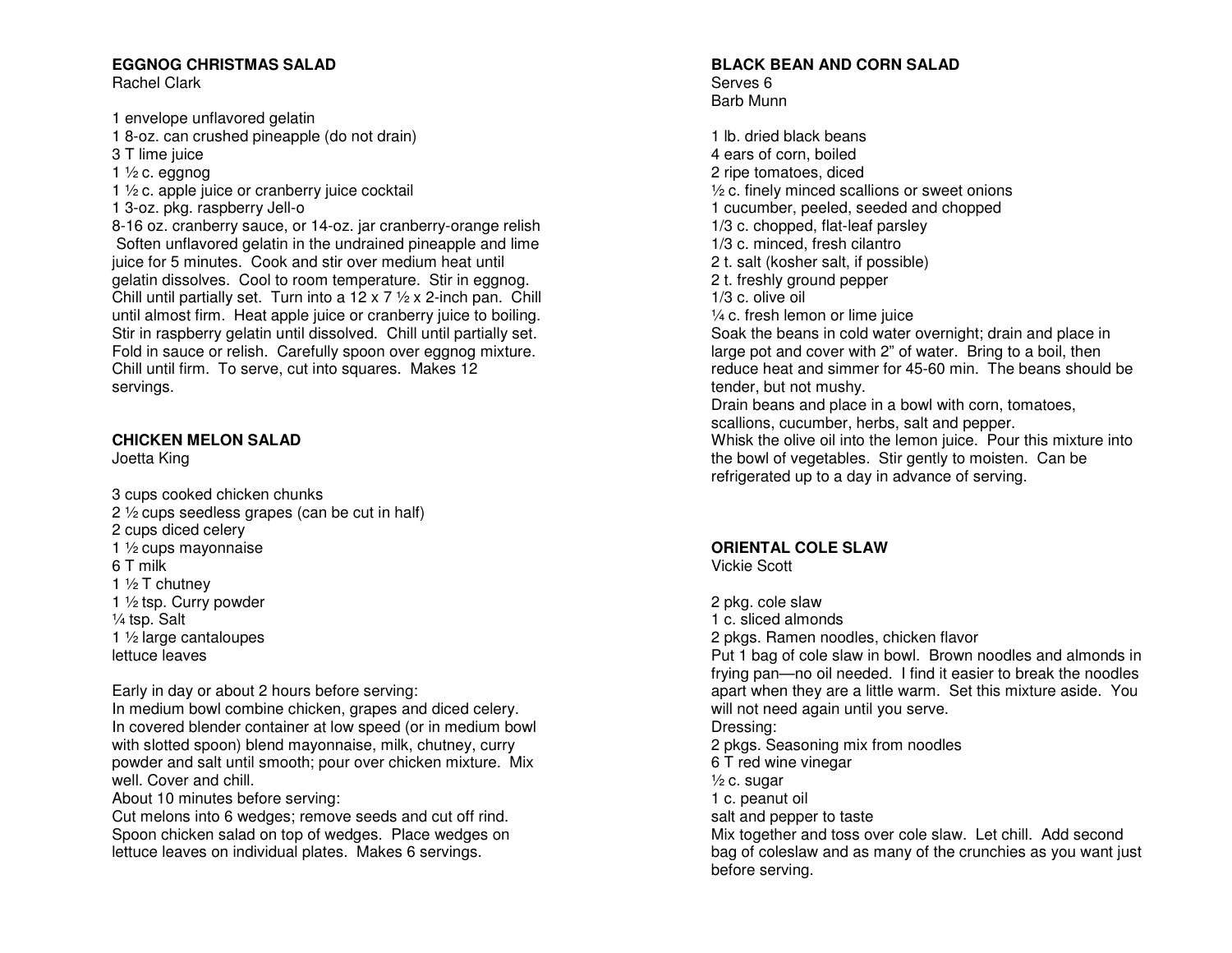## EGGNOG CHRISTMAS SALAD

Rachel Clark

1 envelope unflavored gelatin
1 8-oz. can crushed pineapple (do not drain)
3 T lime juice
1 ½ c. eggnog
1 ½ c. apple juice or cranberry juice cocktail
1 3-oz. pkg. raspberry Jell-o
8-16 oz. cranberry sauce, or 14-oz. jar cranberry-orange relish

Soften unflavored gelatin in the undrained pineapple and lime juice for 5 minutes. Cook and stir over medium heat until gelatin dissolves. Cool to room temperature. Stir in eggnog. Chill until partially set. Turn into a 12 x 7 ½ x 2-inch pan. Chill until almost firm. Heat apple juice or cranberry juice to boiling. Stir in raspberry gelatin until dissolved. Chill until partially set. Fold in sauce or relish. Carefully spoon over eggnog mixture. Chill until firm. To serve, cut into squares. Makes 12 servings.

## CHICKEN MELON SALAD

Joetta King

3 cups cooked chicken chunks
2 ½ cups seedless grapes (can be cut in half)
2 cups diced celery
1 ½ cups mayonnaise
6 T milk
1 ½ T chutney
1 ½ tsp. Curry powder
¼ tsp. Salt
1 ½ large cantaloupes
lettuce leaves

Early in day or about 2 hours before serving:
In medium bowl combine chicken, grapes and diced celery.
In covered blender container at low speed (or in medium bowl with slotted spoon) blend mayonnaise, milk, chutney, curry powder and salt until smooth; pour over chicken mixture. Mix well. Cover and chill.
About 10 minutes before serving:
Cut melons into 6 wedges; remove seeds and cut off rind. Spoon chicken salad on top of wedges. Place wedges on lettuce leaves on individual plates. Makes 6 servings.

## BLACK BEAN AND CORN SALAD

Serves 6
Barb Munn

1 lb. dried black beans
4 ears of corn, boiled
2 ripe tomatoes, diced
½ c. finely minced scallions or sweet onions
1 cucumber, peeled, seeded and chopped
1/3 c. chopped, flat-leaf parsley
1/3 c. minced, fresh cilantro
2 t. salt (kosher salt, if possible)
2 t. freshly ground pepper
1/3 c. olive oil
¼ c. fresh lemon or lime juice

Soak the beans in cold water overnight; drain and place in large pot and cover with 2" of water. Bring to a boil, then reduce heat and simmer for 45-60 min. The beans should be tender, but not mushy.
Drain beans and place in a bowl with corn, tomatoes, scallions, cucumber, herbs, salt and pepper.
Whisk the olive oil into the lemon juice. Pour this mixture into the bowl of vegetables. Stir gently to moisten. Can be refrigerated up to a day in advance of serving.

## ORIENTAL COLE SLAW

Vickie Scott

2 pkg. cole slaw
1 c. sliced almonds
2 pkgs. Ramen noodles, chicken flavor

Put 1 bag of cole slaw in bowl. Brown noodles and almonds in frying pan—no oil needed. I find it easier to break the noodles apart when they are a little warm. Set this mixture aside. You will not need again until you serve.

Dressing:
2 pkgs. Seasoning mix from noodles
6 T red wine vinegar
½ c. sugar
1 c. peanut oil
salt and pepper to taste

Mix together and toss over cole slaw. Let chill. Add second bag of coleslaw and as many of the crunchies as you want just before serving.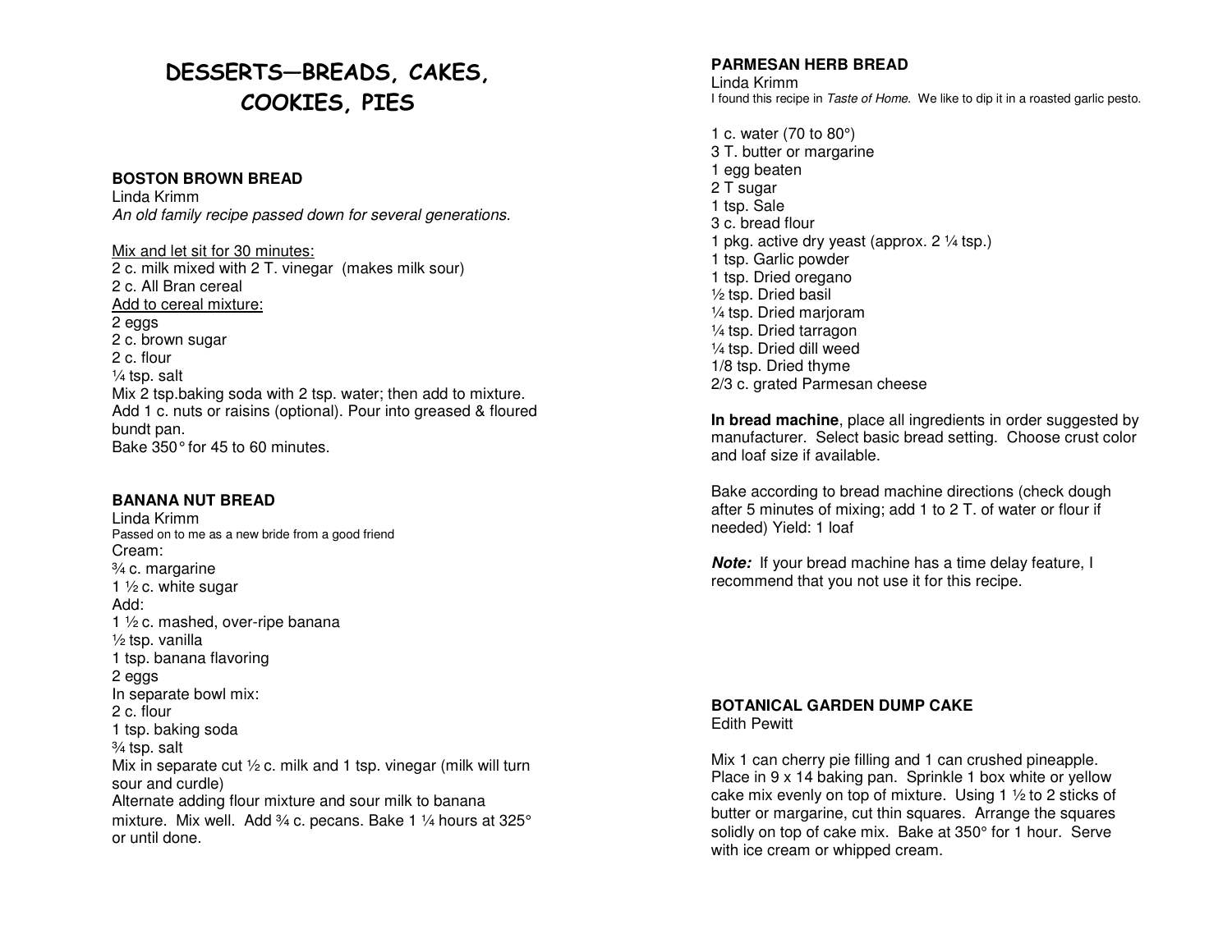# DESSERTS—BREADS, CAKES, COOKIES, PIES

### BOSTON BROWN BREAD

Linda Krimm

*An old family recipe passed down for several generations.*

Mix and let sit for 30 minutes:

2 c. milk mixed with 2 T. vinegar (makes milk sour)
2 c. All Bran cereal

Add to cereal mixture:

2 eggs
2 c. brown sugar
2 c. flour
¼ tsp. salt

Mix 2 tsp.baking soda with 2 tsp. water; then add to mixture.
Add 1 c. nuts or raisins (optional). Pour into greased & floured bundt pan.
Bake 350° for 45 to 60 minutes.

### BANANA NUT BREAD

Linda Krimm

Passed on to me as a new bride from a good friend

Cream:

¾ c. margarine
1 ½ c. white sugar

Add:

1 ½ c. mashed, over-ripe banana
½ tsp. vanilla
1 tsp. banana flavoring
2 eggs

In separate bowl mix:

2 c. flour
1 tsp. baking soda
¾ tsp. salt

Mix in separate cut ½ c. milk and 1 tsp. vinegar (milk will turn sour and curdle)
Alternate adding flour mixture and sour milk to banana mixture. Mix well. Add ¾ c. pecans. Bake 1 ¼ hours at 325° or until done.

### PARMESAN HERB BREAD

Linda Krimm

I found this recipe in *Taste of Home.* We like to dip it in a roasted garlic pesto.

1 c. water (70 to 80°)
3 T. butter or margarine
1 egg beaten
2 T sugar
1 tsp. Sale
3 c. bread flour
1 pkg. active dry yeast (approx. 2 ¼ tsp.)
1 tsp. Garlic powder
1 tsp. Dried oregano
½ tsp. Dried basil
¼ tsp. Dried marjoram
¼ tsp. Dried tarragon
¼ tsp. Dried dill weed
1/8 tsp. Dried thyme
2/3 c. grated Parmesan cheese

**In bread machine**, place all ingredients in order suggested by manufacturer. Select basic bread setting. Choose crust color and loaf size if available.

Bake according to bread machine directions (check dough after 5 minutes of mixing; add 1 to 2 T. of water or flour if needed) Yield: 1 loaf

***Note:*** If your bread machine has a time delay feature, I recommend that you not use it for this recipe.

### BOTANICAL GARDEN DUMP CAKE

Edith Pewitt

Mix 1 can cherry pie filling and 1 can crushed pineapple. Place in 9 x 14 baking pan. Sprinkle 1 box white or yellow cake mix evenly on top of mixture. Using 1 ½ to 2 sticks of butter or margarine, cut thin squares. Arrange the squares solidly on top of cake mix. Bake at 350° for 1 hour. Serve with ice cream or whipped cream.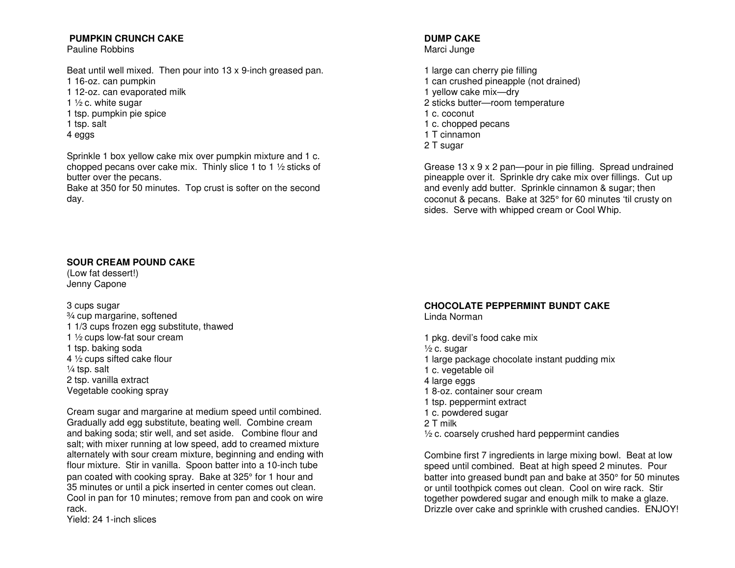## PUMPKIN CRUNCH CAKE

Pauline Robbins

Beat until well mixed. Then pour into 13 x 9-inch greased pan.

1 16-oz. can pumpkin
1 12-oz. can evaporated milk
1 ½ c. white sugar
1 tsp. pumpkin pie spice
1 tsp. salt
4 eggs

Sprinkle 1 box yellow cake mix over pumpkin mixture and 1 c. chopped pecans over cake mix. Thinly slice 1 to 1 ½ sticks of butter over the pecans.

Bake at 350 for 50 minutes. Top crust is softer on the second day.

## SOUR CREAM POUND CAKE

(Low fat dessert!)
Jenny Capone

3 cups sugar
¾ cup margarine, softened
1 1/3 cups frozen egg substitute, thawed
1 ½ cups low-fat sour cream
1 tsp. baking soda
4 ½ cups sifted cake flour
¼ tsp. salt
2 tsp. vanilla extract
Vegetable cooking spray

Cream sugar and margarine at medium speed until combined. Gradually add egg substitute, beating well. Combine cream and baking soda; stir well, and set aside. Combine flour and salt; with mixer running at low speed, add to creamed mixture alternately with sour cream mixture, beginning and ending with flour mixture. Stir in vanilla. Spoon batter into a 10-inch tube pan coated with cooking spray. Bake at 325° for 1 hour and 35 minutes or until a pick inserted in center comes out clean. Cool in pan for 10 minutes; remove from pan and cook on wire rack.

Yield: 24 1-inch slices

## DUMP CAKE

Marci Junge

1 large can cherry pie filling
1 can crushed pineapple (not drained)
1 yellow cake mix—dry
2 sticks butter—room temperature
1 c. coconut
1 c. chopped pecans
1 T cinnamon
2 T sugar

Grease 13 x 9 x 2 pan—pour in pie filling. Spread undrained pineapple over it. Sprinkle dry cake mix over fillings. Cut up and evenly add butter. Sprinkle cinnamon & sugar; then coconut & pecans. Bake at 325° for 60 minutes 'til crusty on sides. Serve with whipped cream or Cool Whip.

## CHOCOLATE PEPPERMINT BUNDT CAKE

Linda Norman

1 pkg. devil's food cake mix
½ c. sugar
1 large package chocolate instant pudding mix
1 c. vegetable oil
4 large eggs
1 8-oz. container sour cream
1 tsp. peppermint extract
1 c. powdered sugar
2 T milk
½ c. coarsely crushed hard peppermint candies

Combine first 7 ingredients in large mixing bowl. Beat at low speed until combined. Beat at high speed 2 minutes. Pour batter into greased bundt pan and bake at 350° for 50 minutes or until toothpick comes out clean. Cool on wire rack. Stir together powdered sugar and enough milk to make a glaze. Drizzle over cake and sprinkle with crushed candies. ENJOY!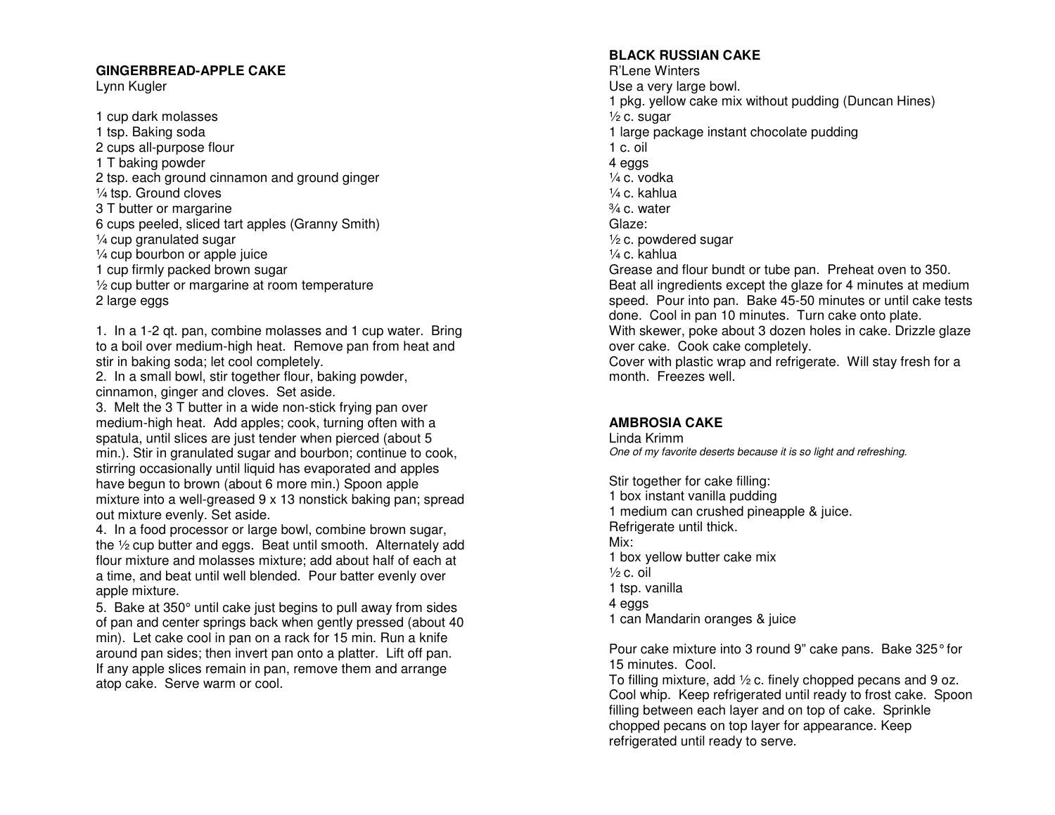## GINGERBREAD-APPLE CAKE

Lynn Kugler

1 cup dark molasses
1 tsp. Baking soda
2 cups all-purpose flour
1 T baking powder
2 tsp. each ground cinnamon and ground ginger
¼ tsp. Ground cloves
3 T butter or margarine
6 cups peeled, sliced tart apples (Granny Smith)
¼ cup granulated sugar
¼ cup bourbon or apple juice
1 cup firmly packed brown sugar
½ cup butter or margarine at room temperature
2 large eggs

1. In a 1-2 qt. pan, combine molasses and 1 cup water. Bring to a boil over medium-high heat. Remove pan from heat and stir in baking soda; let cool completely.
2. In a small bowl, stir together flour, baking powder, cinnamon, ginger and cloves. Set aside.
3. Melt the 3 T butter in a wide non-stick frying pan over medium-high heat. Add apples; cook, turning often with a spatula, until slices are just tender when pierced (about 5 min.). Stir in granulated sugar and bourbon; continue to cook, stirring occasionally until liquid has evaporated and apples have begun to brown (about 6 more min.) Spoon apple mixture into a well-greased 9 x 13 nonstick baking pan; spread out mixture evenly. Set aside.
4. In a food processor or large bowl, combine brown sugar, the ½ cup butter and eggs. Beat until smooth. Alternately add flour mixture and molasses mixture; add about half of each at a time, and beat until well blended. Pour batter evenly over apple mixture.
5. Bake at 350° until cake just begins to pull away from sides of pan and center springs back when gently pressed (about 40 min). Let cake cool in pan on a rack for 15 min. Run a knife around pan sides; then invert pan onto a platter. Lift off pan. If any apple slices remain in pan, remove them and arrange atop cake. Serve warm or cool.

## BLACK RUSSIAN CAKE

R'Lene Winters

Use a very large bowl.
1 pkg. yellow cake mix without pudding (Duncan Hines)
½ c. sugar
1 large package instant chocolate pudding
1 c. oil
4 eggs
¼ c. vodka
¼ c. kahlua
¾ c. water
Glaze:
½ c. powdered sugar
¼ c. kahlua
Grease and flour bundt or tube pan. Preheat oven to 350. Beat all ingredients except the glaze for 4 minutes at medium speed. Pour into pan. Bake 45-50 minutes or until cake tests done. Cool in pan 10 minutes. Turn cake onto plate.
With skewer, poke about 3 dozen holes in cake. Drizzle glaze over cake. Cook cake completely.
Cover with plastic wrap and refrigerate. Will stay fresh for a month. Freezes well.

## AMBROSIA CAKE

Linda Krimm

*One of my favorite deserts because it is so light and refreshing.*

Stir together for cake filling:
1 box instant vanilla pudding
1 medium can crushed pineapple & juice.
Refrigerate until thick.
Mix:
1 box yellow butter cake mix
½ c. oil
1 tsp. vanilla
4 eggs
1 can Mandarin oranges & juice

Pour cake mixture into 3 round 9" cake pans. Bake 325° for 15 minutes. Cool.
To filling mixture, add ½ c. finely chopped pecans and 9 oz. Cool whip. Keep refrigerated until ready to frost cake. Spoon filling between each layer and on top of cake. Sprinkle chopped pecans on top layer for appearance. Keep refrigerated until ready to serve.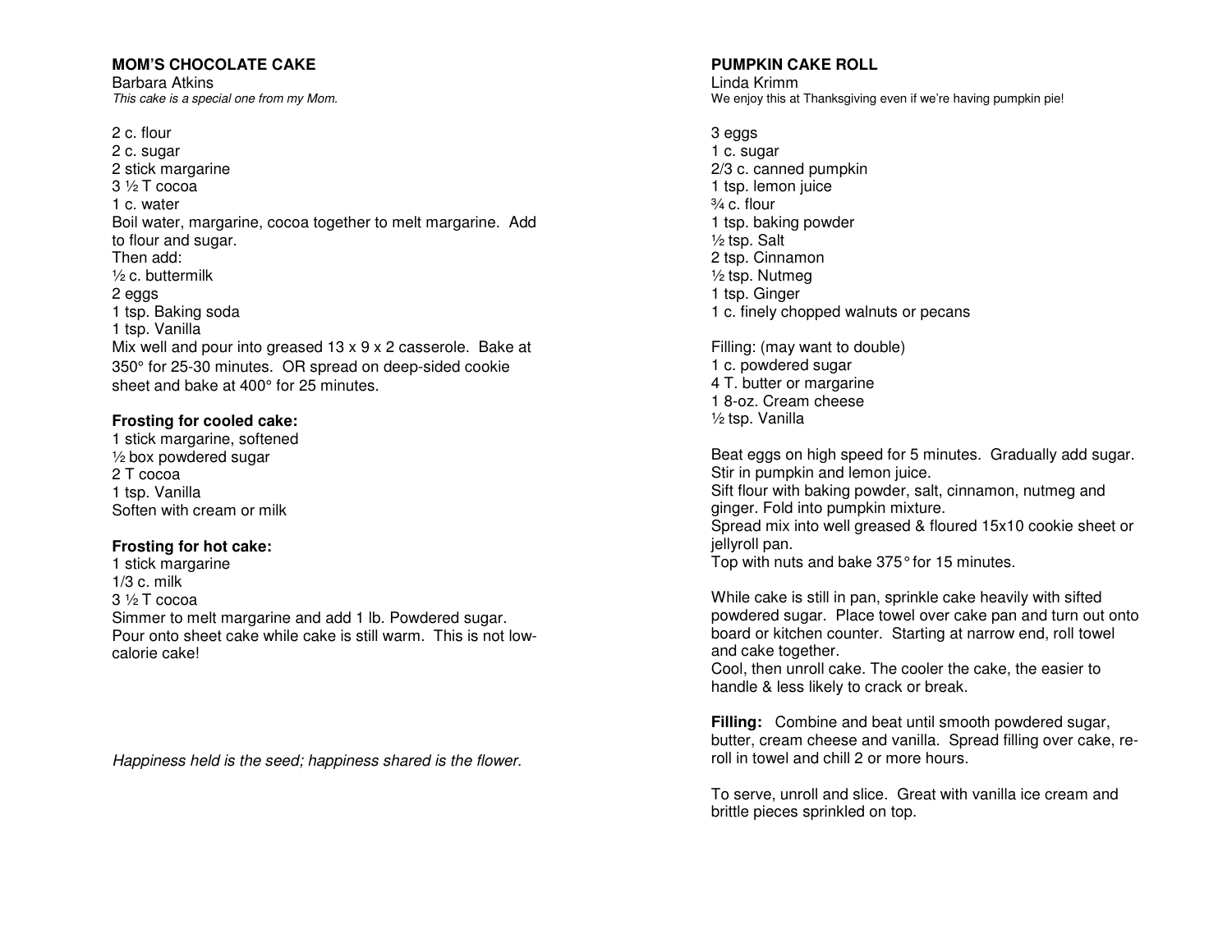## MOM'S CHOCOLATE CAKE

Barbara Atkins
*This cake is a special one from my Mom.*

2 c. flour
2 c. sugar
2 stick margarine
3 ½ T cocoa
1 c. water
Boil water, margarine, cocoa together to melt margarine. Add to flour and sugar.
Then add:
½ c. buttermilk
2 eggs
1 tsp. Baking soda
1 tsp. Vanilla
Mix well and pour into greased 13 x 9 x 2 casserole. Bake at 350° for 25-30 minutes. OR spread on deep-sided cookie sheet and bake at 400° for 25 minutes.

**Frosting for cooled cake:**
1 stick margarine, softened
½ box powdered sugar
2 T cocoa
1 tsp. Vanilla
Soften with cream or milk

**Frosting for hot cake:**
1 stick margarine
1/3 c. milk
3 ½ T cocoa
Simmer to melt margarine and add 1 lb. Powdered sugar. Pour onto sheet cake while cake is still warm. This is not low-calorie cake!

*Happiness held is the seed; happiness shared is the flower.*

## PUMPKIN CAKE ROLL

Linda Krimm
We enjoy this at Thanksgiving even if we're having pumpkin pie!

3 eggs
1 c. sugar
2/3 c. canned pumpkin
1 tsp. lemon juice
¾ c. flour
1 tsp. baking powder
½ tsp. Salt
2 tsp. Cinnamon
½ tsp. Nutmeg
1 tsp. Ginger
1 c. finely chopped walnuts or pecans

Filling: (may want to double)
1 c. powdered sugar
4 T. butter or margarine
1 8-oz. Cream cheese
½ tsp. Vanilla

Beat eggs on high speed for 5 minutes. Gradually add sugar. Stir in pumpkin and lemon juice.
Sift flour with baking powder, salt, cinnamon, nutmeg and ginger. Fold into pumpkin mixture.
Spread mix into well greased & floured 15x10 cookie sheet or jellyroll pan.
Top with nuts and bake 375° for 15 minutes.

While cake is still in pan, sprinkle cake heavily with sifted powdered sugar. Place towel over cake pan and turn out onto board or kitchen counter. Starting at narrow end, roll towel and cake together.
Cool, then unroll cake. The cooler the cake, the easier to handle & less likely to crack or break.

**Filling:** Combine and beat until smooth powdered sugar, butter, cream cheese and vanilla. Spread filling over cake, re-roll in towel and chill 2 or more hours.

To serve, unroll and slice. Great with vanilla ice cream and brittle pieces sprinkled on top.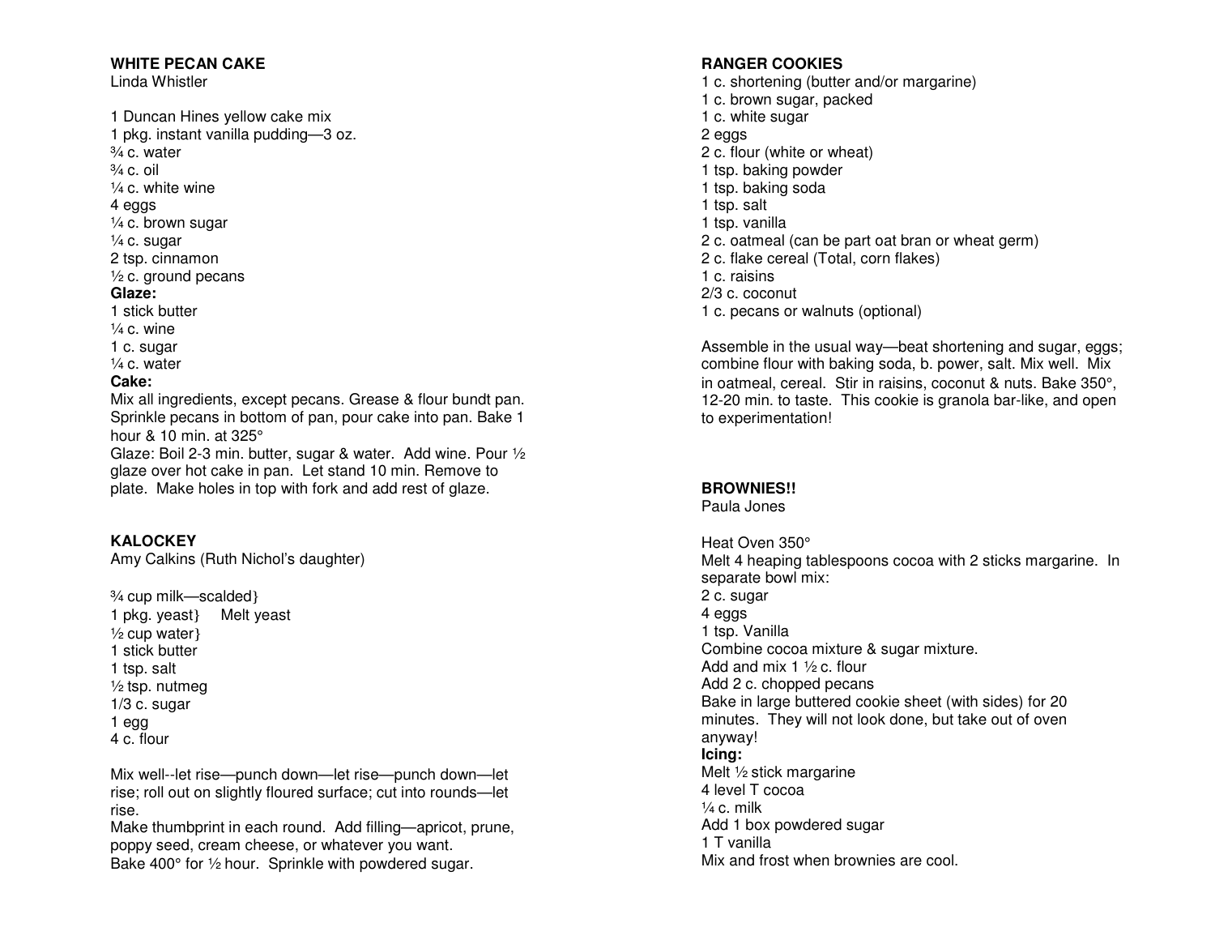## WHITE PECAN CAKE
Linda Whistler

1 Duncan Hines yellow cake mix
1 pkg. instant vanilla pudding—3 oz.
¾ c. water
¾ c. oil
¼ c. white wine
4 eggs
¼ c. brown sugar
¼ c. sugar
2 tsp. cinnamon
½ c. ground pecans
**Glaze:**
1 stick butter
¼ c. wine
1 c. sugar
¼ c. water
**Cake:**
Mix all ingredients, except pecans. Grease & flour bundt pan. Sprinkle pecans in bottom of pan, pour cake into pan. Bake 1 hour & 10 min. at 325°
Glaze: Boil 2-3 min. butter, sugar & water. Add wine. Pour ½ glaze over hot cake in pan. Let stand 10 min. Remove to plate. Make holes in top with fork and add rest of glaze.

## KALOCKEY
Amy Calkins (Ruth Nichol's daughter)

¾ cup milk—scalded}
1 pkg. yeast}     Melt yeast
½ cup water}
1 stick butter
1 tsp. salt
½ tsp. nutmeg
1/3 c. sugar
1 egg
4 c. flour

Mix well--let rise—punch down—let rise—punch down—let rise; roll out on slightly floured surface; cut into rounds—let rise.
Make thumbprint in each round. Add filling—apricot, prune, poppy seed, cream cheese, or whatever you want.
Bake 400° for ½ hour. Sprinkle with powdered sugar.

## RANGER COOKIES
1 c. shortening (butter and/or margarine)
1 c. brown sugar, packed
1 c. white sugar
2 eggs
2 c. flour (white or wheat)
1 tsp. baking powder
1 tsp. baking soda
1 tsp. salt
1 tsp. vanilla
2 c. oatmeal (can be part oat bran or wheat germ)
2 c. flake cereal (Total, corn flakes)
1 c. raisins
2/3 c. coconut
1 c. pecans or walnuts (optional)

Assemble in the usual way—beat shortening and sugar, eggs; combine flour with baking soda, b. power, salt. Mix well. Mix in oatmeal, cereal. Stir in raisins, coconut & nuts. Bake 350°, 12-20 min. to taste. This cookie is granola bar-like, and open to experimentation!

## BROWNIES!!
Paula Jones

Heat Oven 350°
Melt 4 heaping tablespoons cocoa with 2 sticks margarine. In separate bowl mix:
2 c. sugar
4 eggs
1 tsp. Vanilla
Combine cocoa mixture & sugar mixture.
Add and mix 1 ½ c. flour
Add 2 c. chopped pecans
Bake in large buttered cookie sheet (with sides) for 20 minutes. They will not look done, but take out of oven anyway!
**Icing:**
Melt ½ stick margarine
4 level T cocoa
¼ c. milk
Add 1 box powdered sugar
1 T vanilla
Mix and frost when brownies are cool.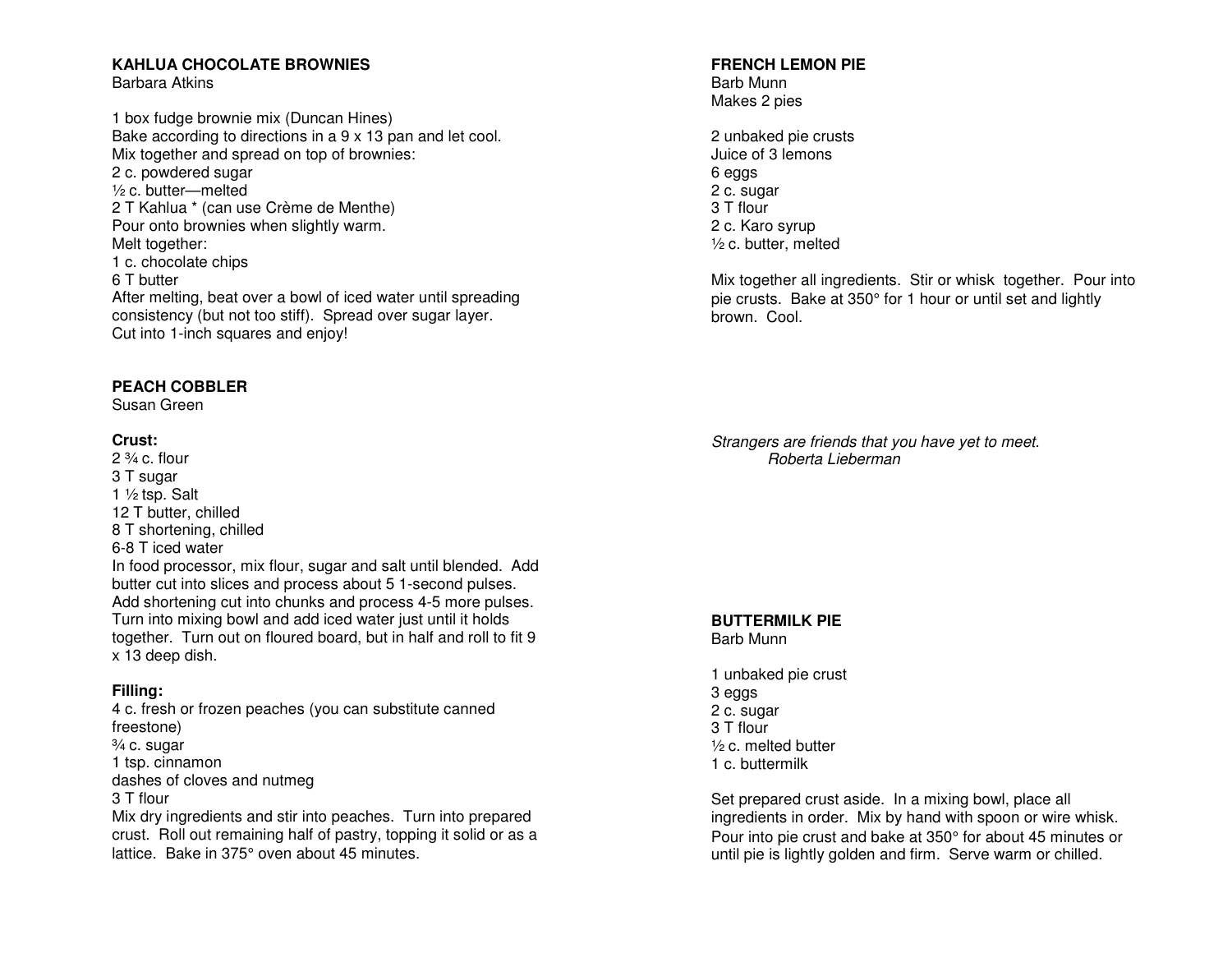## KAHLUA CHOCOLATE BROWNIES

Barbara Atkins

1 box fudge brownie mix (Duncan Hines)
Bake according to directions in a 9 x 13 pan and let cool.
Mix together and spread on top of brownies:
2 c. powdered sugar
½ c. butter—melted
2 T Kahlua * (can use Crème de Menthe)
Pour onto brownies when slightly warm.
Melt together:
1 c. chocolate chips
6 T butter
After melting, beat over a bowl of iced water until spreading consistency (but not too stiff). Spread over sugar layer.
Cut into 1-inch squares and enjoy!

## PEACH COBBLER

Susan Green

**Crust:**

2 ¾ c. flour
3 T sugar
1 ½ tsp. Salt
12 T butter, chilled
8 T shortening, chilled
6-8 T iced water
In food processor, mix flour, sugar and salt until blended. Add butter cut into slices and process about 5 1-second pulses. Add shortening cut into chunks and process 4-5 more pulses. Turn into mixing bowl and add iced water just until it holds together. Turn out on floured board, but in half and roll to fit 9 x 13 deep dish.

**Filling:**

4 c. fresh or frozen peaches (you can substitute canned freestone)
¾ c. sugar
1 tsp. cinnamon
dashes of cloves and nutmeg
3 T flour
Mix dry ingredients and stir into peaches. Turn into prepared crust. Roll out remaining half of pastry, topping it solid or as a lattice. Bake in 375° oven about 45 minutes.

## FRENCH LEMON PIE

Barb Munn
Makes 2 pies

2 unbaked pie crusts
Juice of 3 lemons
6 eggs
2 c. sugar
3 T flour
2 c. Karo syrup
½ c. butter, melted

Mix together all ingredients. Stir or whisk together. Pour into pie crusts. Bake at 350° for 1 hour or until set and lightly brown. Cool.

*Strangers are friends that you have yet to meet.*
*Roberta Lieberman*

## BUTTERMILK PIE

Barb Munn

1 unbaked pie crust
3 eggs
2 c. sugar
3 T flour
½ c. melted butter
1 c. buttermilk

Set prepared crust aside. In a mixing bowl, place all ingredients in order. Mix by hand with spoon or wire whisk. Pour into pie crust and bake at 350° for about 45 minutes or until pie is lightly golden and firm. Serve warm or chilled.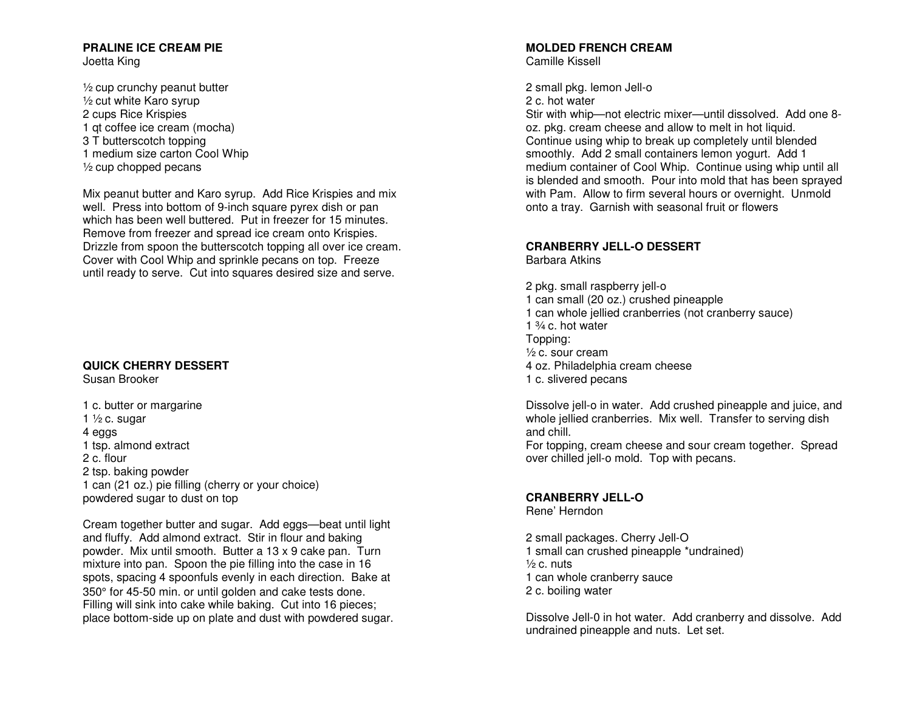**PRALINE ICE CREAM PIE**
Joetta King

½ cup crunchy peanut butter
½ cut white Karo syrup
2 cups Rice Krispies
1 qt coffee ice cream (mocha)
3 T butterscotch topping
1 medium size carton Cool Whip
½ cup chopped pecans

Mix peanut butter and Karo syrup. Add Rice Krispies and mix well. Press into bottom of 9-inch square pyrex dish or pan which has been well buttered. Put in freezer for 15 minutes. Remove from freezer and spread ice cream onto Krispies. Drizzle from spoon the butterscotch topping all over ice cream. Cover with Cool Whip and sprinkle pecans on top. Freeze until ready to serve. Cut into squares desired size and serve.

**QUICK CHERRY DESSERT**
Susan Brooker

1 c. butter or margarine
1 ½ c. sugar
4 eggs
1 tsp. almond extract
2 c. flour
2 tsp. baking powder
1 can (21 oz.) pie filling (cherry or your choice)
powdered sugar to dust on top

Cream together butter and sugar. Add eggs—beat until light and fluffy. Add almond extract. Stir in flour and baking powder. Mix until smooth. Butter a 13 x 9 cake pan. Turn mixture into pan. Spoon the pie filling into the case in 16 spots, spacing 4 spoonfuls evenly in each direction. Bake at 350° for 45-50 min. or until golden and cake tests done. Filling will sink into cake while baking. Cut into 16 pieces; place bottom-side up on plate and dust with powdered sugar.

**MOLDED FRENCH CREAM**
Camille Kissell

2 small pkg. lemon Jell-o
2 c. hot water
Stir with whip—not electric mixer—until dissolved. Add one 8-oz. pkg. cream cheese and allow to melt in hot liquid. Continue using whip to break up completely until blended smoothly. Add 2 small containers lemon yogurt. Add 1 medium container of Cool Whip. Continue using whip until all is blended and smooth. Pour into mold that has been sprayed with Pam. Allow to firm several hours or overnight. Unmold onto a tray. Garnish with seasonal fruit or flowers

**CRANBERRY JELL-O DESSERT**
Barbara Atkins

2 pkg. small raspberry jell-o
1 can small (20 oz.) crushed pineapple
1 can whole jellied cranberries (not cranberry sauce)
1 ¾ c. hot water
Topping:
½ c. sour cream
4 oz. Philadelphia cream cheese
1 c. slivered pecans

Dissolve jell-o in water. Add crushed pineapple and juice, and whole jellied cranberries. Mix well. Transfer to serving dish and chill.
For topping, cream cheese and sour cream together. Spread over chilled jell-o mold. Top with pecans.

**CRANBERRY JELL-O**
Rene' Herndon

2 small packages. Cherry Jell-O
1 small can crushed pineapple *undrained)
½ c. nuts
1 can whole cranberry sauce
2 c. boiling water

Dissolve Jell-0 in hot water. Add cranberry and dissolve. Add undrained pineapple and nuts. Let set.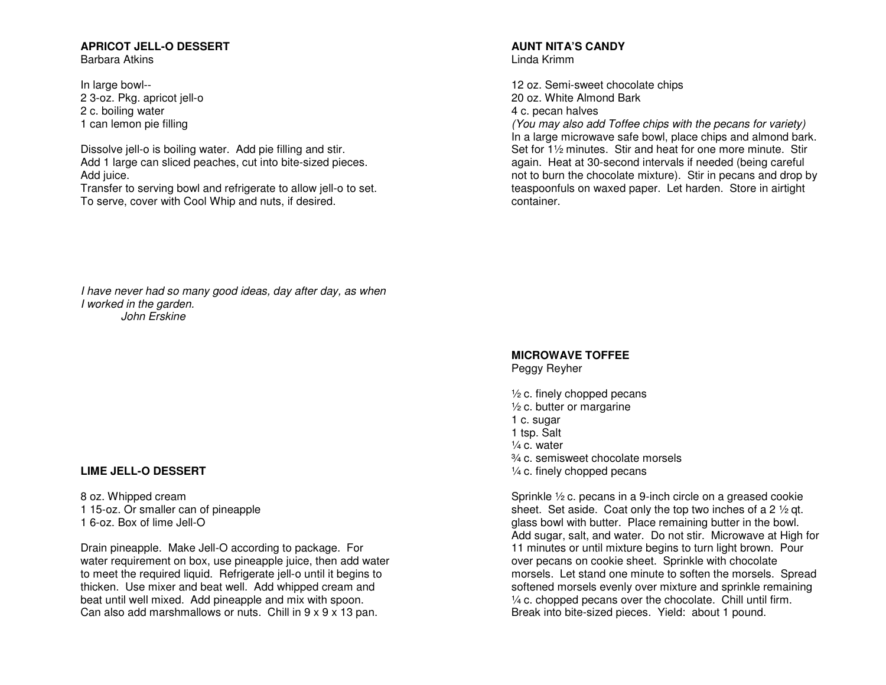### APRICOT JELL-O DESSERT
Barbara Atkins

In large bowl--
2 3-oz. Pkg. apricot jell-o
2 c. boiling water
1 can lemon pie filling

Dissolve jell-o is boiling water. Add pie filling and stir.
Add 1 large can sliced peaches, cut into bite-sized pieces.
Add juice.
Transfer to serving bowl and refrigerate to allow jell-o to set.
To serve, cover with Cool Whip and nuts, if desired.

*I have never had so many good ideas, day after day, as when I worked in the garden.*
*John Erskine*

### LIME JELL-O DESSERT

8 oz. Whipped cream
1 15-oz. Or smaller can of pineapple
1 6-oz. Box of lime Jell-O

Drain pineapple. Make Jell-O according to package. For water requirement on box, use pineapple juice, then add water to meet the required liquid. Refrigerate jell-o until it begins to thicken. Use mixer and beat well. Add whipped cream and beat until well mixed. Add pineapple and mix with spoon. Can also add marshmallows or nuts. Chill in 9 x 9 x 13 pan.

### AUNT NITA'S CANDY
Linda Krimm

12 oz. Semi-sweet chocolate chips
20 oz. White Almond Bark
4 c. pecan halves
*(You may also add Toffee chips with the pecans for variety)*
In a large microwave safe bowl, place chips and almond bark. Set for 1½ minutes. Stir and heat for one more minute. Stir again. Heat at 30-second intervals if needed (being careful not to burn the chocolate mixture). Stir in pecans and drop by teaspoonfuls on waxed paper. Let harden. Store in airtight container.

### MICROWAVE TOFFEE
Peggy Reyher

½ c. finely chopped pecans
½ c. butter or margarine
1 c. sugar
1 tsp. Salt
¼ c. water
¾ c. semisweet chocolate morsels
¼ c. finely chopped pecans

Sprinkle ½ c. pecans in a 9-inch circle on a greased cookie sheet. Set aside. Coat only the top two inches of a 2 ½ qt. glass bowl with butter. Place remaining butter in the bowl. Add sugar, salt, and water. Do not stir. Microwave at High for 11 minutes or until mixture begins to turn light brown. Pour over pecans on cookie sheet. Sprinkle with chocolate morsels. Let stand one minute to soften the morsels. Spread softened morsels evenly over mixture and sprinkle remaining ¼ c. chopped pecans over the chocolate. Chill until firm. Break into bite-sized pieces. Yield: about 1 pound.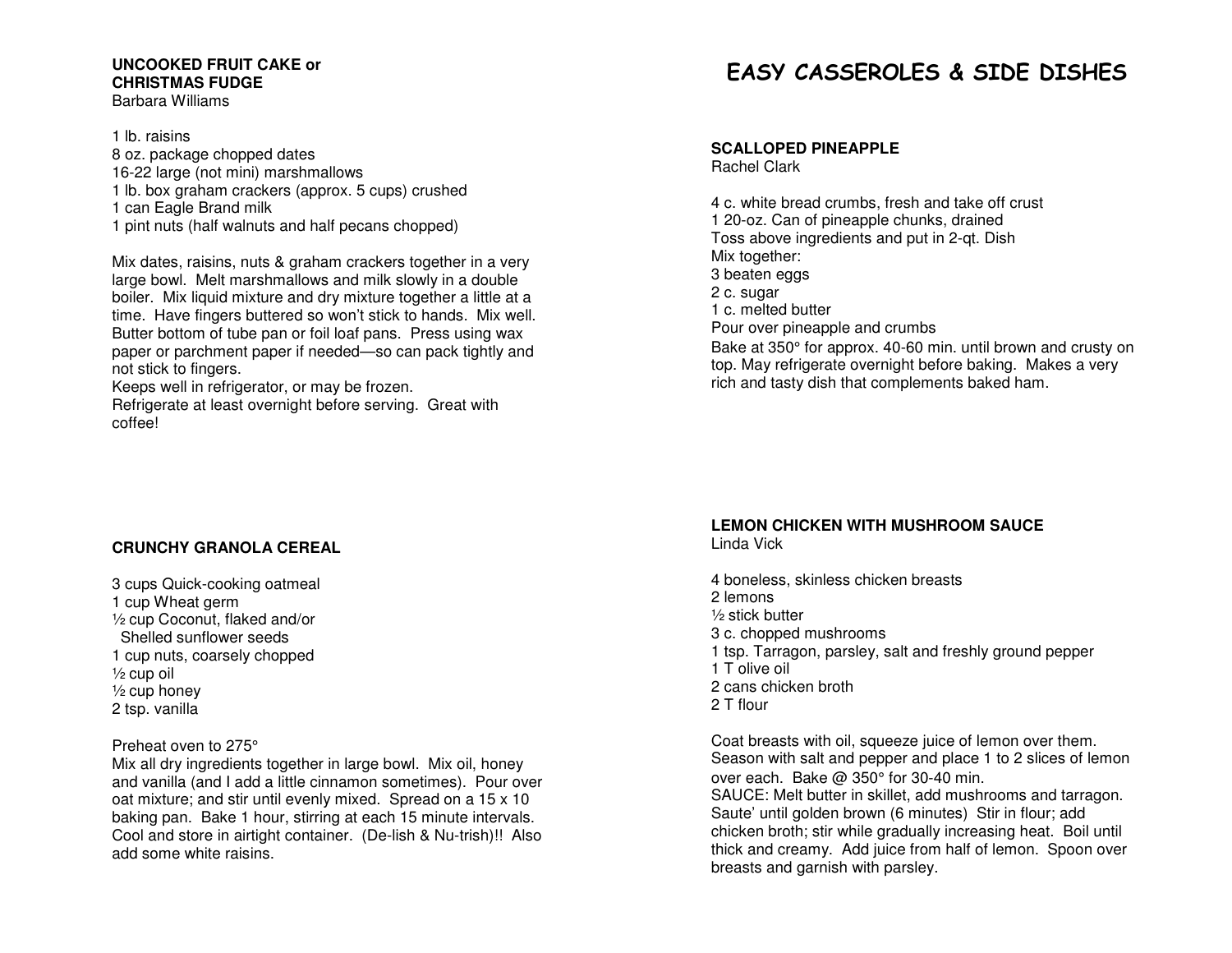### UNCOOKED FRUIT CAKE or CHRISTMAS FUDGE
Barbara Williams

1 lb. raisins
8 oz. package chopped dates
16-22 large (not mini) marshmallows
1 lb. box graham crackers (approx. 5 cups) crushed
1 can Eagle Brand milk
1 pint nuts (half walnuts and half pecans chopped)

Mix dates, raisins, nuts & graham crackers together in a very large bowl. Melt marshmallows and milk slowly in a double boiler. Mix liquid mixture and dry mixture together a little at a time. Have fingers buttered so won't stick to hands. Mix well. Butter bottom of tube pan or foil loaf pans. Press using wax paper or parchment paper if needed—so can pack tightly and not stick to fingers.
Keeps well in refrigerator, or may be frozen.
Refrigerate at least overnight before serving. Great with coffee!

### CRUNCHY GRANOLA CEREAL

3 cups Quick-cooking oatmeal
1 cup Wheat germ
½ cup Coconut, flaked and/or
  Shelled sunflower seeds
1 cup nuts, coarsely chopped
½ cup oil
½ cup honey
2 tsp. vanilla

Preheat oven to 275°
Mix all dry ingredients together in large bowl. Mix oil, honey and vanilla (and I add a little cinnamon sometimes). Pour over oat mixture; and stir until evenly mixed. Spread on a 15 x 10 baking pan. Bake 1 hour, stirring at each 15 minute intervals. Cool and store in airtight container. (De-lish & Nu-trish)!! Also add some white raisins.

# EASY CASSEROLES & SIDE DISHES

### SCALLOPED PINEAPPLE
Rachel Clark

4 c. white bread crumbs, fresh and take off crust
1 20-oz. Can of pineapple chunks, drained
Toss above ingredients and put in 2-qt. Dish
Mix together:
3 beaten eggs
2 c. sugar
1 c. melted butter
Pour over pineapple and crumbs
Bake at 350° for approx. 40-60 min. until brown and crusty on top. May refrigerate overnight before baking. Makes a very rich and tasty dish that complements baked ham.

### LEMON CHICKEN WITH MUSHROOM SAUCE
Linda Vick

4 boneless, skinless chicken breasts
2 lemons
½ stick butter
3 c. chopped mushrooms
1 tsp. Tarragon, parsley, salt and freshly ground pepper
1 T olive oil
2 cans chicken broth
2 T flour

Coat breasts with oil, squeeze juice of lemon over them. Season with salt and pepper and place 1 to 2 slices of lemon over each. Bake @ 350° for 30-40 min.
SAUCE: Melt butter in skillet, add mushrooms and tarragon. Saute' until golden brown (6 minutes) Stir in flour; add chicken broth; stir while gradually increasing heat. Boil until thick and creamy. Add juice from half of lemon. Spoon over breasts and garnish with parsley.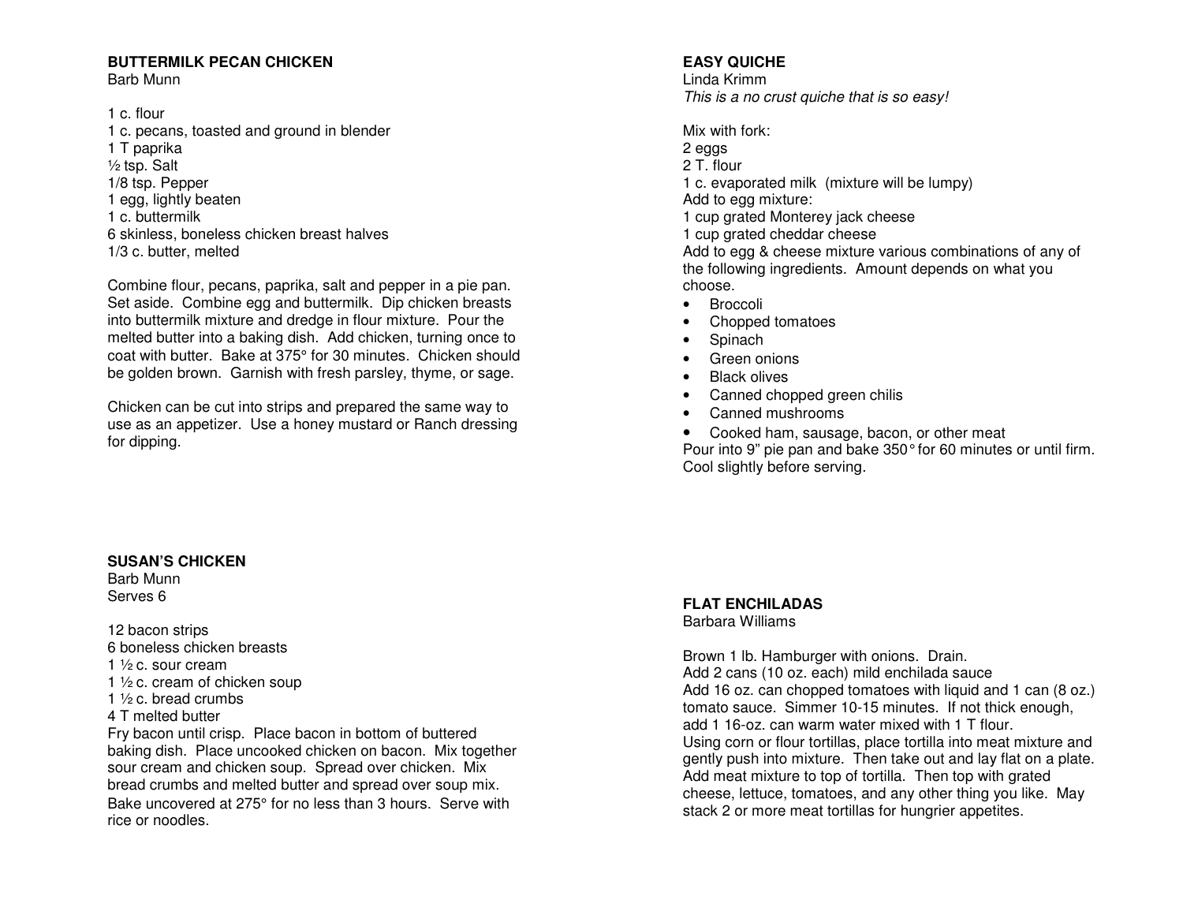**BUTTERMILK PECAN CHICKEN**
Barb Munn

1 c. flour
1 c. pecans, toasted and ground in blender
1 T paprika
½ tsp. Salt
1/8 tsp. Pepper
1 egg, lightly beaten
1 c. buttermilk
6 skinless, boneless chicken breast halves
1/3 c. butter, melted

Combine flour, pecans, paprika, salt and pepper in a pie pan. Set aside. Combine egg and buttermilk. Dip chicken breasts into buttermilk mixture and dredge in flour mixture. Pour the melted butter into a baking dish. Add chicken, turning once to coat with butter. Bake at 375° for 30 minutes. Chicken should be golden brown. Garnish with fresh parsley, thyme, or sage.

Chicken can be cut into strips and prepared the same way to use as an appetizer. Use a honey mustard or Ranch dressing for dipping.

**SUSAN'S CHICKEN**
Barb Munn
Serves 6

12 bacon strips
6 boneless chicken breasts
1 ½ c. sour cream
1 ½ c. cream of chicken soup
1 ½ c. bread crumbs
4 T melted butter
Fry bacon until crisp. Place bacon in bottom of buttered baking dish. Place uncooked chicken on bacon. Mix together sour cream and chicken soup. Spread over chicken. Mix bread crumbs and melted butter and spread over soup mix. Bake uncovered at 275° for no less than 3 hours. Serve with rice or noodles.

**EASY QUICHE**
Linda Krimm
*This is a no crust quiche that is so easy!*

Mix with fork:
2 eggs
2 T. flour
1 c. evaporated milk (mixture will be lumpy)
Add to egg mixture:
1 cup grated Monterey jack cheese
1 cup grated cheddar cheese
Add to egg & cheese mixture various combinations of any of the following ingredients. Amount depends on what you choose.

- Broccoli
- Chopped tomatoes
- Spinach
- Green onions
- Black olives
- Canned chopped green chilis
- Canned mushrooms
- Cooked ham, sausage, bacon, or other meat

Pour into 9" pie pan and bake 350° for 60 minutes or until firm. Cool slightly before serving.

**FLAT ENCHILADAS**
Barbara Williams

Brown 1 lb. Hamburger with onions. Drain.
Add 2 cans (10 oz. each) mild enchilada sauce
Add 16 oz. can chopped tomatoes with liquid and 1 can (8 oz.) tomato sauce. Simmer 10-15 minutes. If not thick enough, add 1 16-oz. can warm water mixed with 1 T flour.
Using corn or flour tortillas, place tortilla into meat mixture and gently push into mixture. Then take out and lay flat on a plate. Add meat mixture to top of tortilla. Then top with grated cheese, lettuce, tomatoes, and any other thing you like. May stack 2 or more meat tortillas for hungrier appetites.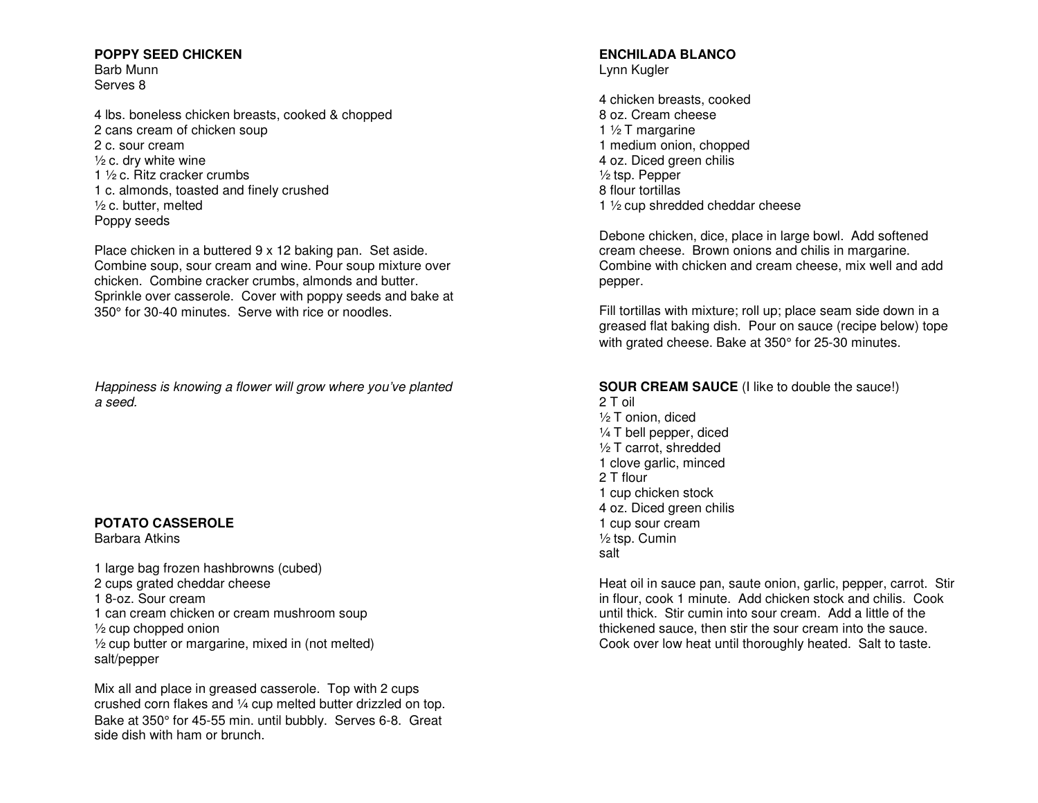## POPPY SEED CHICKEN

Barb Munn
Serves 8

4 lbs. boneless chicken breasts, cooked & chopped
2 cans cream of chicken soup
2 c. sour cream
½ c. dry white wine
1 ½ c. Ritz cracker crumbs
1 c. almonds, toasted and finely crushed
½ c. butter, melted
Poppy seeds

Place chicken in a buttered 9 x 12 baking pan. Set aside. Combine soup, sour cream and wine. Pour soup mixture over chicken. Combine cracker crumbs, almonds and butter. Sprinkle over casserole. Cover with poppy seeds and bake at 350° for 30-40 minutes. Serve with rice or noodles.

*Happiness is knowing a flower will grow where you've planted a seed.*

## POTATO CASSEROLE

Barbara Atkins

1 large bag frozen hashbrowns (cubed)
2 cups grated cheddar cheese
1 8-oz. Sour cream
1 can cream chicken or cream mushroom soup
½ cup chopped onion
½ cup butter or margarine, mixed in (not melted)
salt/pepper

Mix all and place in greased casserole. Top with 2 cups crushed corn flakes and ¼ cup melted butter drizzled on top. Bake at 350° for 45-55 min. until bubbly. Serves 6-8. Great side dish with ham or brunch.

## ENCHILADA BLANCO

Lynn Kugler

4 chicken breasts, cooked
8 oz. Cream cheese
1 ½ T margarine
1 medium onion, chopped
4 oz. Diced green chilis
½ tsp. Pepper
8 flour tortillas
1 ½ cup shredded cheddar cheese

Debone chicken, dice, place in large bowl. Add softened cream cheese. Brown onions and chilis in margarine. Combine with chicken and cream cheese, mix well and add pepper.

Fill tortillas with mixture; roll up; place seam side down in a greased flat baking dish. Pour on sauce (recipe below) tope with grated cheese. Bake at 350° for 25-30 minutes.

**SOUR CREAM SAUCE** (I like to double the sauce!)

2 T oil
½ T onion, diced
¼ T bell pepper, diced
½ T carrot, shredded
1 clove garlic, minced
2 T flour
1 cup chicken stock
4 oz. Diced green chilis
1 cup sour cream
½ tsp. Cumin
salt

Heat oil in sauce pan, saute onion, garlic, pepper, carrot. Stir in flour, cook 1 minute. Add chicken stock and chilis. Cook until thick. Stir cumin into sour cream. Add a little of the thickened sauce, then stir the sour cream into the sauce. Cook over low heat until thoroughly heated. Salt to taste.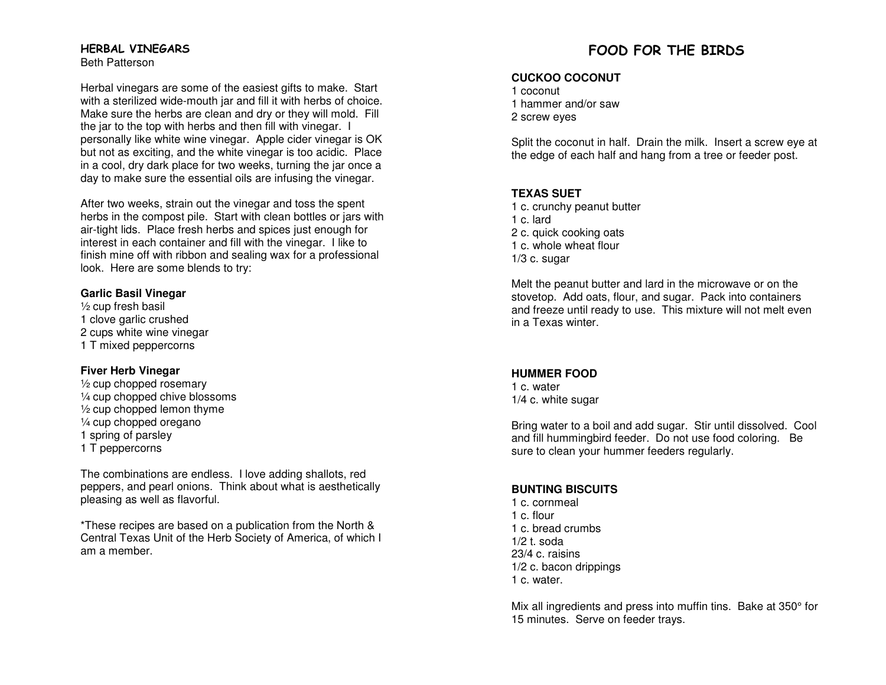## HERBAL VINEGARS

Beth Patterson

Herbal vinegars are some of the easiest gifts to make. Start with a sterilized wide-mouth jar and fill it with herbs of choice. Make sure the herbs are clean and dry or they will mold. Fill the jar to the top with herbs and then fill with vinegar. I personally like white wine vinegar. Apple cider vinegar is OK but not as exciting, and the white vinegar is too acidic. Place in a cool, dry dark place for two weeks, turning the jar once a day to make sure the essential oils are infusing the vinegar.

After two weeks, strain out the vinegar and toss the spent herbs in the compost pile. Start with clean bottles or jars with air-tight lids. Place fresh herbs and spices just enough for interest in each container and fill with the vinegar. I like to finish mine off with ribbon and sealing wax for a professional look. Here are some blends to try:

**Garlic Basil Vinegar**

½ cup fresh basil
1 clove garlic crushed
2 cups white wine vinegar
1 T mixed peppercorns

**Fiver Herb Vinegar**

½ cup chopped rosemary
¼ cup chopped chive blossoms
½ cup chopped lemon thyme
¼ cup chopped oregano
1 spring of parsley
1 T peppercorns

The combinations are endless. I love adding shallots, red peppers, and pearl onions. Think about what is aesthetically pleasing as well as flavorful.

*These recipes are based on a publication from the North & Central Texas Unit of the Herb Society of America, of which I am a member.

# FOOD FOR THE BIRDS

### CUCKOO COCONUT

1 coconut
1 hammer and/or saw
2 screw eyes

Split the coconut in half. Drain the milk. Insert a screw eye at the edge of each half and hang from a tree or feeder post.

### TEXAS SUET

1 c. crunchy peanut butter
1 c. lard
2 c. quick cooking oats
1 c. whole wheat flour
1/3 c. sugar

Melt the peanut butter and lard in the microwave or on the stovetop. Add oats, flour, and sugar. Pack into containers and freeze until ready to use. This mixture will not melt even in a Texas winter.

### HUMMER FOOD

1 c. water
1/4 c. white sugar

Bring water to a boil and add sugar. Stir until dissolved. Cool and fill hummingbird feeder. Do not use food coloring. Be sure to clean your hummer feeders regularly.

### BUNTING BISCUITS

1 c. cornmeal
1 c. flour
1 c. bread crumbs
1/2 t. soda
23/4 c. raisins
1/2 c. bacon drippings
1 c. water.

Mix all ingredients and press into muffin tins. Bake at 350° for 15 minutes. Serve on feeder trays.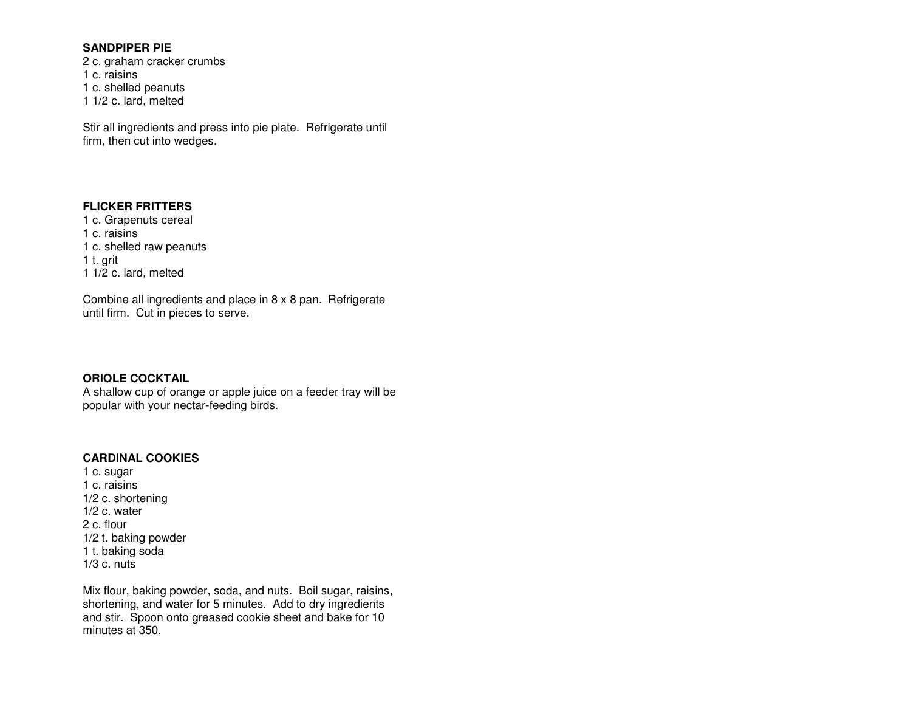**SANDPIPER PIE**
2 c. graham cracker crumbs
1 c. raisins
1 c. shelled peanuts
1 1/2 c. lard, melted

Stir all ingredients and press into pie plate. Refrigerate until firm, then cut into wedges.

**FLICKER FRITTERS**
1 c. Grapenuts cereal
1 c. raisins
1 c. shelled raw peanuts
1 t. grit
1 1/2 c. lard, melted

Combine all ingredients and place in 8 x 8 pan. Refrigerate until firm. Cut in pieces to serve.

**ORIOLE COCKTAIL**
A shallow cup of orange or apple juice on a feeder tray will be popular with your nectar-feeding birds.

**CARDINAL COOKIES**
1 c. sugar
1 c. raisins
1/2 c. shortening
1/2 c. water
2 c. flour
1/2 t. baking powder
1 t. baking soda
1/3 c. nuts

Mix flour, baking powder, soda, and nuts. Boil sugar, raisins, shortening, and water for 5 minutes. Add to dry ingredients and stir. Spoon onto greased cookie sheet and bake for 10 minutes at 350.